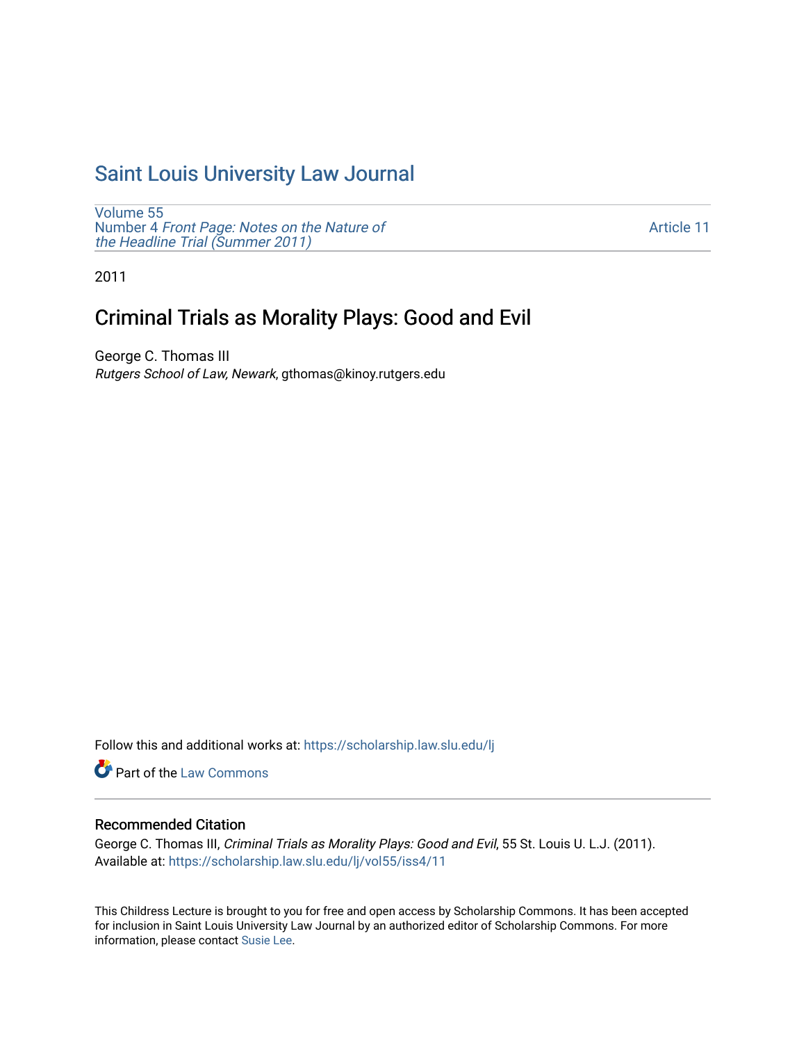# Saint Louis University Law Journal

Volume 55
Number 4 *Front Page: Notes on the Nature of the Headline Trial (Summer 2011)*

Article 11

2011

## Criminal Trials as Morality Plays: Good and Evil

George C. Thomas III
*Rutgers School of Law, Newark*, gthomas@kinoy.rutgers.edu

Follow this and additional works at: https://scholarship.law.slu.edu/lj

Part of the Law Commons

### Recommended Citation

George C. Thomas III, *Criminal Trials as Morality Plays: Good and Evil*, 55 St. Louis U. L.J. (2011).
Available at: https://scholarship.law.slu.edu/lj/vol55/iss4/11

This Childress Lecture is brought to you for free and open access by Scholarship Commons. It has been accepted for inclusion in Saint Louis University Law Journal by an authorized editor of Scholarship Commons. For more information, please contact Susie Lee.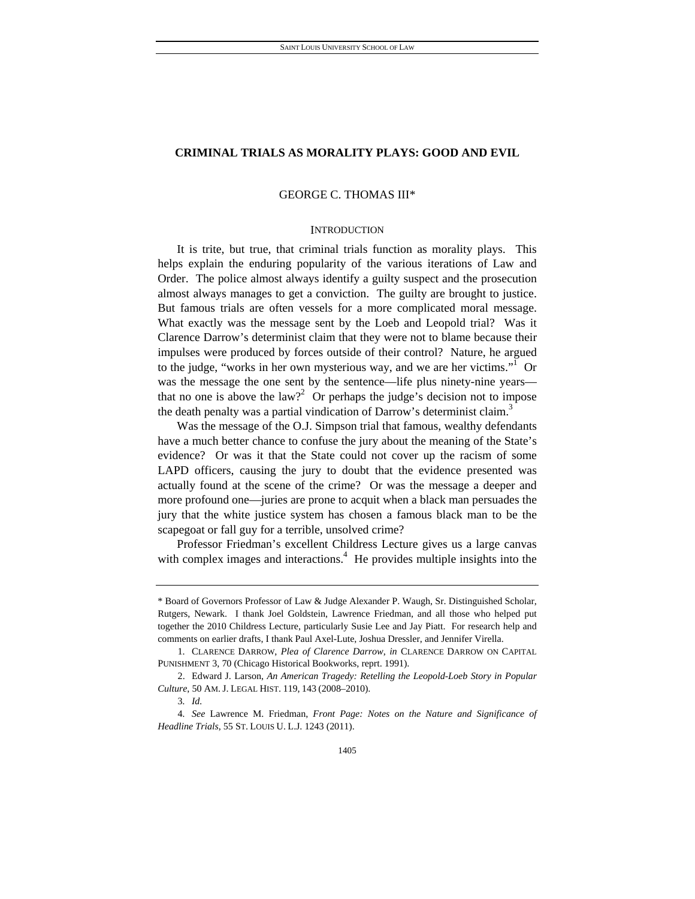# CRIMINAL TRIALS AS MORALITY PLAYS: GOOD AND EVIL

GEORGE C. THOMAS III*

## INTRODUCTION

It is trite, but true, that criminal trials function as morality plays. This helps explain the enduring popularity of the various iterations of Law and Order. The police almost always identify a guilty suspect and the prosecution almost always manages to get a conviction. The guilty are brought to justice. But famous trials are often vessels for a more complicated moral message. What exactly was the message sent by the Loeb and Leopold trial? Was it Clarence Darrow's determinist claim that they were not to blame because their impulses were produced by forces outside of their control? Nature, he argued to the judge, "works in her own mysterious way, and we are her victims."[1] Or was the message the one sent by the sentence—life plus ninety-nine years—that no one is above the law?[2] Or perhaps the judge's decision not to impose the death penalty was a partial vindication of Darrow's determinist claim.[3]

Was the message of the O.J. Simpson trial that famous, wealthy defendants have a much better chance to confuse the jury about the meaning of the State's evidence? Or was it that the State could not cover up the racism of some LAPD officers, causing the jury to doubt that the evidence presented was actually found at the scene of the crime? Or was the message a deeper and more profound one—juries are prone to acquit when a black man persuades the jury that the white justice system has chosen a famous black man to be the scapegoat or fall guy for a terrible, unsolved crime?

Professor Friedman's excellent Childress Lecture gives us a large canvas with complex images and interactions.[4] He provides multiple insights into the

---

\* Board of Governors Professor of Law & Judge Alexander P. Waugh, Sr. Distinguished Scholar, Rutgers, Newark. I thank Joel Goldstein, Lawrence Friedman, and all those who helped put together the 2010 Childress Lecture, particularly Susie Lee and Jay Piatt. For research help and comments on earlier drafts, I thank Paul Axel-Lute, Joshua Dressler, and Jennifer Virella.

1. CLARENCE DARROW, *Plea of Clarence Darrow*, *in* CLARENCE DARROW ON CAPITAL PUNISHMENT 3, 70 (Chicago Historical Bookworks, reprt. 1991).

2. Edward J. Larson, *An American Tragedy: Retelling the Leopold-Loeb Story in Popular Culture*, 50 AM. J. LEGAL HIST. 119, 143 (2008–2010).

3. *Id.*

4. *See* Lawrence M. Friedman, *Front Page: Notes on the Nature and Significance of Headline Trials*, 55 ST. LOUIS U. L.J. 1243 (2011).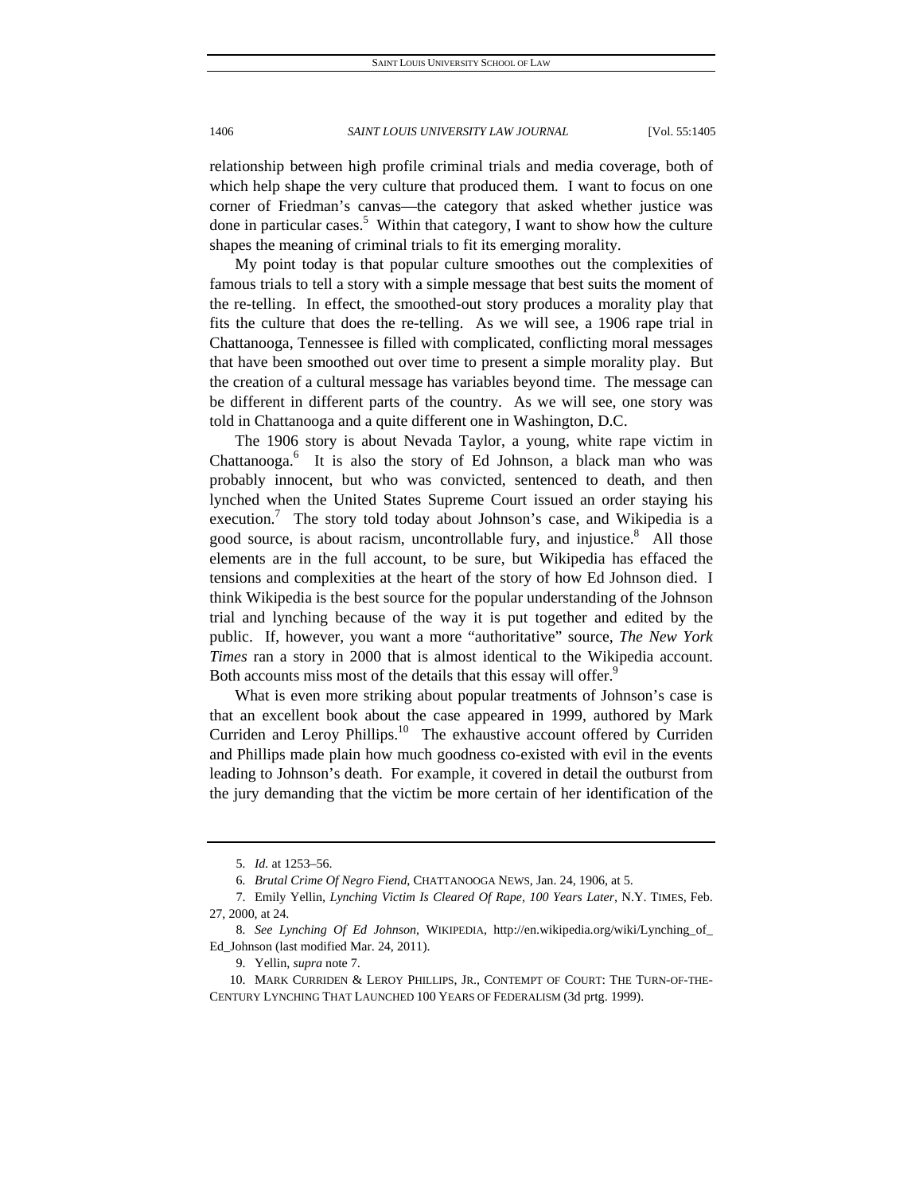relationship between high profile criminal trials and media coverage, both of which help shape the very culture that produced them. I want to focus on one corner of Friedman's canvas—the category that asked whether justice was done in particular cases.[5] Within that category, I want to show how the culture shapes the meaning of criminal trials to fit its emerging morality.

My point today is that popular culture smoothes out the complexities of famous trials to tell a story with a simple message that best suits the moment of the re-telling. In effect, the smoothed-out story produces a morality play that fits the culture that does the re-telling. As we will see, a 1906 rape trial in Chattanooga, Tennessee is filled with complicated, conflicting moral messages that have been smoothed out over time to present a simple morality play. But the creation of a cultural message has variables beyond time. The message can be different in different parts of the country. As we will see, one story was told in Chattanooga and a quite different one in Washington, D.C.

The 1906 story is about Nevada Taylor, a young, white rape victim in Chattanooga.[6] It is also the story of Ed Johnson, a black man who was probably innocent, but who was convicted, sentenced to death, and then lynched when the United States Supreme Court issued an order staying his execution.[7] The story told today about Johnson's case, and Wikipedia is a good source, is about racism, uncontrollable fury, and injustice.[8] All those elements are in the full account, to be sure, but Wikipedia has effaced the tensions and complexities at the heart of the story of how Ed Johnson died. I think Wikipedia is the best source for the popular understanding of the Johnson trial and lynching because of the way it is put together and edited by the public. If, however, you want a more "authoritative" source, *The New York Times* ran a story in 2000 that is almost identical to the Wikipedia account. Both accounts miss most of the details that this essay will offer.[9]

What is even more striking about popular treatments of Johnson's case is that an excellent book about the case appeared in 1999, authored by Mark Curriden and Leroy Phillips.[10] The exhaustive account offered by Curriden and Phillips made plain how much goodness co-existed with evil in the events leading to Johnson's death. For example, it covered in detail the outburst from the jury demanding that the victim be more certain of her identification of the

---

5. *Id.* at 1253–56.

6. *Brutal Crime Of Negro Fiend*, CHATTANOOGA NEWS, Jan. 24, 1906, at 5.

7. Emily Yellin, *Lynching Victim Is Cleared Of Rape, 100 Years Later*, N.Y. TIMES, Feb. 27, 2000, at 24.

8. *See Lynching Of Ed Johnson*, WIKIPEDIA, http://en.wikipedia.org/wiki/Lynching_of_Ed_Johnson (last modified Mar. 24, 2011).

9. Yellin, *supra* note 7.

10. MARK CURRIDEN & LEROY PHILLIPS, JR., CONTEMPT OF COURT: THE TURN-OF-THE-CENTURY LYNCHING THAT LAUNCHED 100 YEARS OF FEDERALISM (3d prtg. 1999).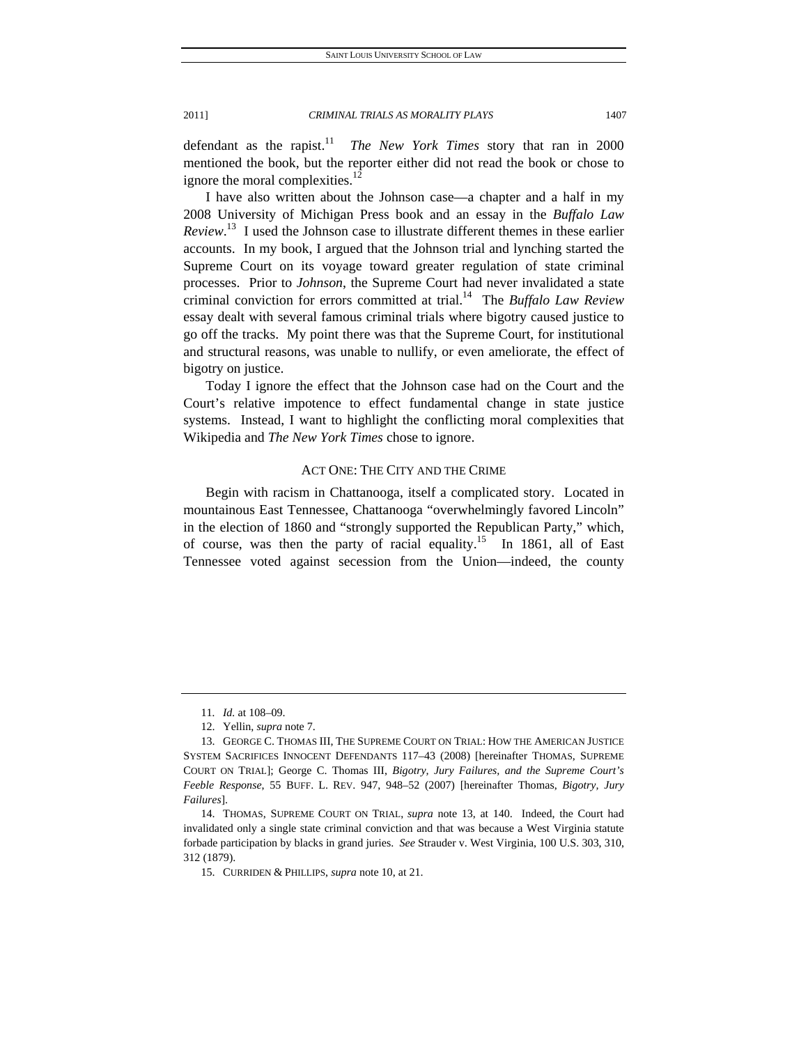defendant as the rapist.[11] *The New York Times* story that ran in 2000 mentioned the book, but the reporter either did not read the book or chose to ignore the moral complexities.[12]

I have also written about the Johnson case—a chapter and a half in my 2008 University of Michigan Press book and an essay in the *Buffalo Law Review*.[13] I used the Johnson case to illustrate different themes in these earlier accounts. In my book, I argued that the Johnson trial and lynching started the Supreme Court on its voyage toward greater regulation of state criminal processes. Prior to *Johnson*, the Supreme Court had never invalidated a state criminal conviction for errors committed at trial.[14] The *Buffalo Law Review* essay dealt with several famous criminal trials where bigotry caused justice to go off the tracks. My point there was that the Supreme Court, for institutional and structural reasons, was unable to nullify, or even ameliorate, the effect of bigotry on justice.

Today I ignore the effect that the Johnson case had on the Court and the Court's relative impotence to effect fundamental change in state justice systems. Instead, I want to highlight the conflicting moral complexities that Wikipedia and *The New York Times* chose to ignore.

## ACT ONE: THE CITY AND THE CRIME

Begin with racism in Chattanooga, itself a complicated story. Located in mountainous East Tennessee, Chattanooga "overwhelmingly favored Lincoln" in the election of 1860 and "strongly supported the Republican Party," which, of course, was then the party of racial equality.[15] In 1861, all of East Tennessee voted against secession from the Union—indeed, the county

---

11. *Id.* at 108–09.

12. Yellin, *supra* note 7.

13. GEORGE C. THOMAS III, THE SUPREME COURT ON TRIAL: HOW THE AMERICAN JUSTICE SYSTEM SACRIFICES INNOCENT DEFENDANTS 117–43 (2008) [hereinafter THOMAS, SUPREME COURT ON TRIAL]; George C. Thomas III, *Bigotry, Jury Failures, and the Supreme Court's Feeble Response*, 55 BUFF. L. REV. 947, 948–52 (2007) [hereinafter Thomas, *Bigotry, Jury Failures*].

14. THOMAS, SUPREME COURT ON TRIAL, *supra* note 13, at 140. Indeed, the Court had invalidated only a single state criminal conviction and that was because a West Virginia statute forbade participation by blacks in grand juries. *See* Strauder v. West Virginia, 100 U.S. 303, 310, 312 (1879).

15. CURRIDEN & PHILLIPS, *supra* note 10, at 21.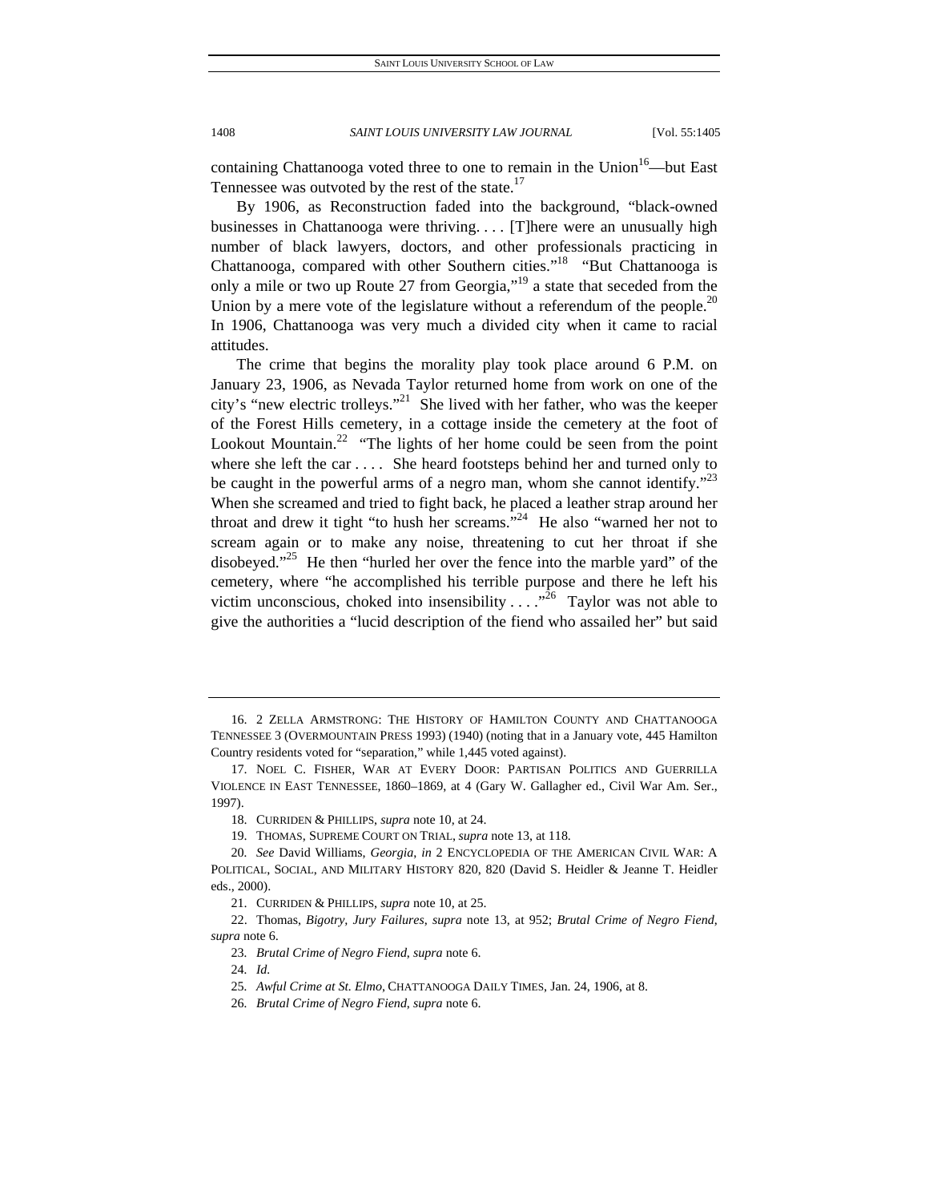containing Chattanooga voted three to one to remain in the Union[16]—but East Tennessee was outvoted by the rest of the state.[17]

By 1906, as Reconstruction faded into the background, "black-owned businesses in Chattanooga were thriving. . . . [T]here were an unusually high number of black lawyers, doctors, and other professionals practicing in Chattanooga, compared with other Southern cities."[18] "But Chattanooga is only a mile or two up Route 27 from Georgia,"[19] a state that seceded from the Union by a mere vote of the legislature without a referendum of the people.[20] In 1906, Chattanooga was very much a divided city when it came to racial attitudes.

The crime that begins the morality play took place around 6 P.M. on January 23, 1906, as Nevada Taylor returned home from work on one of the city's "new electric trolleys."[21] She lived with her father, who was the keeper of the Forest Hills cemetery, in a cottage inside the cemetery at the foot of Lookout Mountain.[22] "The lights of her home could be seen from the point where she left the car . . . . She heard footsteps behind her and turned only to be caught in the powerful arms of a negro man, whom she cannot identify."[23] When she screamed and tried to fight back, he placed a leather strap around her throat and drew it tight "to hush her screams."[24] He also "warned her not to scream again or to make any noise, threatening to cut her throat if she disobeyed."[25] He then "hurled her over the fence into the marble yard" of the cemetery, where "he accomplished his terrible purpose and there he left his victim unconscious, choked into insensibility . . . ."[26] Taylor was not able to give the authorities a "lucid description of the fiend who assailed her" but said

---

16. 2 ZELLA ARMSTRONG: THE HISTORY OF HAMILTON COUNTY AND CHATTANOOGA TENNESSEE 3 (OVERMOUNTAIN PRESS 1993) (1940) (noting that in a January vote, 445 Hamilton Country residents voted for "separation," while 1,445 voted against).

17. NOEL C. FISHER, WAR AT EVERY DOOR: PARTISAN POLITICS AND GUERRILLA VIOLENCE IN EAST TENNESSEE, 1860–1869, at 4 (Gary W. Gallagher ed., Civil War Am. Ser., 1997).

18. CURRIDEN & PHILLIPS, *supra* note 10, at 24.

19. THOMAS, SUPREME COURT ON TRIAL, *supra* note 13, at 118.

20. *See* David Williams, *Georgia*, *in* 2 ENCYCLOPEDIA OF THE AMERICAN CIVIL WAR: A POLITICAL, SOCIAL, AND MILITARY HISTORY 820, 820 (David S. Heidler & Jeanne T. Heidler eds., 2000).

21. CURRIDEN & PHILLIPS, *supra* note 10, at 25.

22. Thomas, *Bigotry, Jury Failures*, *supra* note 13, at 952; *Brutal Crime of Negro Fiend*, *supra* note 6.

23. *Brutal Crime of Negro Fiend*, *supra* note 6.

24. *Id.*

25. *Awful Crime at St. Elmo*, CHATTANOOGA DAILY TIMES, Jan. 24, 1906, at 8.

26. *Brutal Crime of Negro Fiend*, *supra* note 6.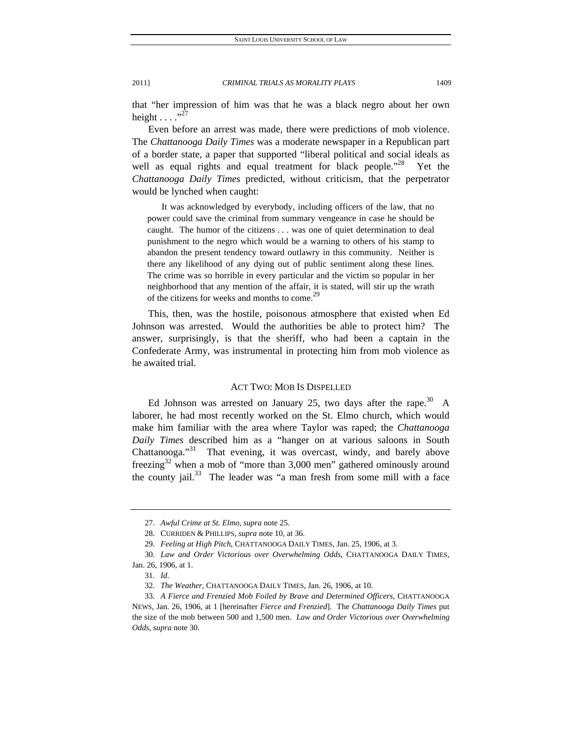that "her impression of him was that he was a black negro about her own height . . . ."[27]

Even before an arrest was made, there were predictions of mob violence. The *Chattanooga Daily Times* was a moderate newspaper in a Republican part of a border state, a paper that supported "liberal political and social ideals as well as equal rights and equal treatment for black people."[28] Yet the *Chattanooga Daily Times* predicted, without criticism, that the perpetrator would be lynched when caught:

> It was acknowledged by everybody, including officers of the law, that no power could save the criminal from summary vengeance in case he should be caught. The humor of the citizens . . . was one of quiet determination to deal punishment to the negro which would be a warning to others of his stamp to abandon the present tendency toward outlawry in this community. Neither is there any likelihood of any dying out of public sentiment along these lines. The crime was so horrible in every particular and the victim so popular in her neighborhood that any mention of the affair, it is stated, will stir up the wrath of the citizens for weeks and months to come.[29]

This, then, was the hostile, poisonous atmosphere that existed when Ed Johnson was arrested. Would the authorities be able to protect him? The answer, surprisingly, is that the sheriff, who had been a captain in the Confederate Army, was instrumental in protecting him from mob violence as he awaited trial.

## ACT TWO: MOB IS DISPELLED

Ed Johnson was arrested on January 25, two days after the rape.[30] A laborer, he had most recently worked on the St. Elmo church, which would make him familiar with the area where Taylor was raped; the *Chattanooga Daily Times* described him as a "hanger on at various saloons in South Chattanooga."[31] That evening, it was overcast, windy, and barely above freezing[32] when a mob of "more than 3,000 men" gathered ominously around the county jail.[33] The leader was "a man fresh from some mill with a face

---

27. *Awful Crime at St. Elmo*, *supra* note 25.

28. CURRIDEN & PHILLIPS, *supra* note 10, at 36.

29. *Feeling at High Pitch*, CHATTANOOGA DAILY TIMES, Jan. 25, 1906, at 3.

30. *Law and Order Victorious over Overwhelming Odds*, CHATTANOOGA DAILY TIMES, Jan. 26, 1906, at 1.

31. *Id.*

32. *The Weather*, CHATTANOOGA DAILY TIMES, Jan. 26, 1906, at 10.

33. *A Fierce and Frenzied Mob Foiled by Brave and Determined Officers*, CHATTANOOGA NEWS, Jan. 26, 1906, at 1 [hereinafter *Fierce and Frenzied*]. The *Chattanooga Daily Times* put the size of the mob between 500 and 1,500 men. *Law and Order Victorious over Overwhelming Odds*, *supra* note 30.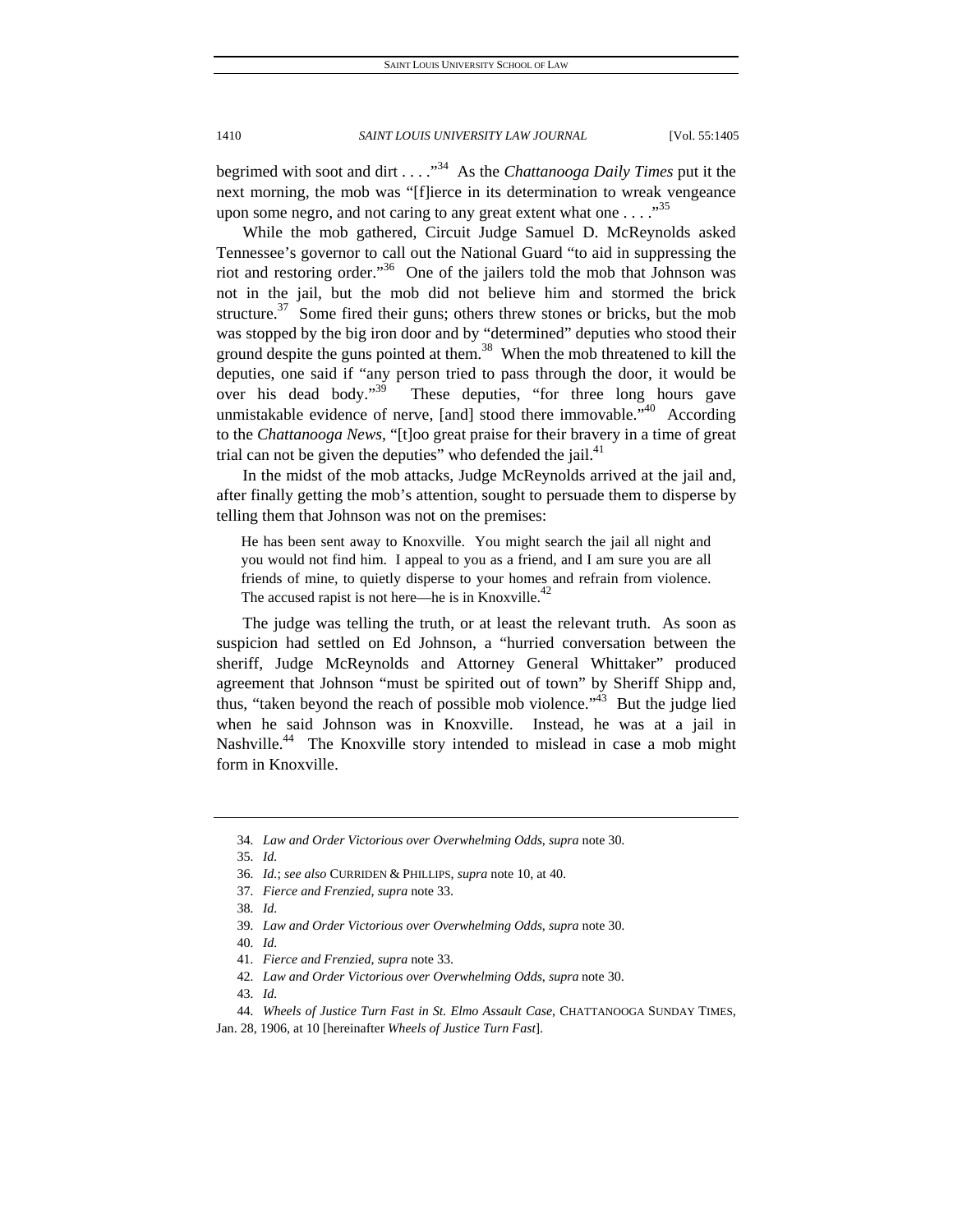begrimed with soot and dirt . . . ."[34] As the *Chattanooga Daily Times* put it the next morning, the mob was "[f]ierce in its determination to wreak vengeance upon some negro, and not caring to any great extent what one . . . ."[35]

While the mob gathered, Circuit Judge Samuel D. McReynolds asked Tennessee's governor to call out the National Guard "to aid in suppressing the riot and restoring order."[36] One of the jailers told the mob that Johnson was not in the jail, but the mob did not believe him and stormed the brick structure.[37] Some fired their guns; others threw stones or bricks, but the mob was stopped by the big iron door and by "determined" deputies who stood their ground despite the guns pointed at them.[38] When the mob threatened to kill the deputies, one said if "any person tried to pass through the door, it would be over his dead body."[39] These deputies, "for three long hours gave unmistakable evidence of nerve, [and] stood there immovable."[40] According to the *Chattanooga News*, "[t]oo great praise for their bravery in a time of great trial can not be given the deputies" who defended the jail.[41]

In the midst of the mob attacks, Judge McReynolds arrived at the jail and, after finally getting the mob's attention, sought to persuade them to disperse by telling them that Johnson was not on the premises:

> He has been sent away to Knoxville. You might search the jail all night and you would not find him. I appeal to you as a friend, and I am sure you are all friends of mine, to quietly disperse to your homes and refrain from violence. The accused rapist is not here—he is in Knoxville.[42]

The judge was telling the truth, or at least the relevant truth. As soon as suspicion had settled on Ed Johnson, a "hurried conversation between the sheriff, Judge McReynolds and Attorney General Whittaker" produced agreement that Johnson "must be spirited out of town" by Sheriff Shipp and, thus, "taken beyond the reach of possible mob violence."[43] But the judge lied when he said Johnson was in Knoxville. Instead, he was at a jail in Nashville.[44] The Knoxville story intended to mislead in case a mob might form in Knoxville.

---

34. *Law and Order Victorious over Overwhelming Odds*, *supra* note 30.

35. *Id.*

36. *Id.*; *see also* CURRIDEN & PHILLIPS, *supra* note 10, at 40.

37. *Fierce and Frenzied*, *supra* note 33.

38. *Id.*

39. *Law and Order Victorious over Overwhelming Odds*, *supra* note 30.

40. *Id.*

41. *Fierce and Frenzied*, *supra* note 33.

42. *Law and Order Victorious over Overwhelming Odds*, *supra* note 30.

43. *Id.*

44. *Wheels of Justice Turn Fast in St. Elmo Assault Case*, CHATTANOOGA SUNDAY TIMES, Jan. 28, 1906, at 10 [hereinafter *Wheels of Justice Turn Fast*].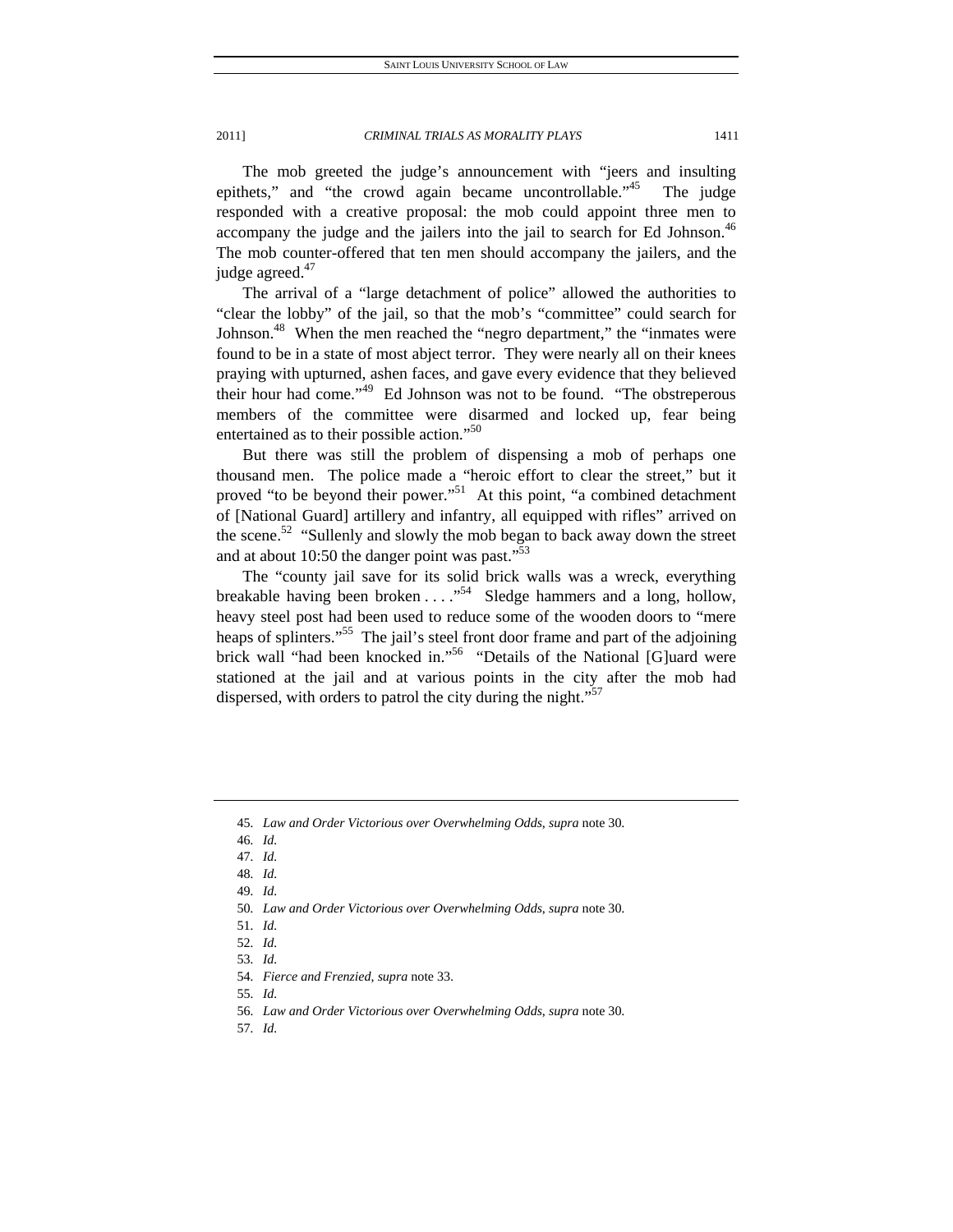The mob greeted the judge's announcement with "jeers and insulting epithets," and "the crowd again became uncontrollable."[45] The judge responded with a creative proposal: the mob could appoint three men to accompany the judge and the jailers into the jail to search for Ed Johnson.[46] The mob counter-offered that ten men should accompany the jailers, and the judge agreed.[47]

The arrival of a "large detachment of police" allowed the authorities to "clear the lobby" of the jail, so that the mob's "committee" could search for Johnson.[48] When the men reached the "negro department," the "inmates were found to be in a state of most abject terror. They were nearly all on their knees praying with upturned, ashen faces, and gave every evidence that they believed their hour had come."[49] Ed Johnson was not to be found. "The obstreperous members of the committee were disarmed and locked up, fear being entertained as to their possible action."[50]

But there was still the problem of dispensing a mob of perhaps one thousand men. The police made a "heroic effort to clear the street," but it proved "to be beyond their power."[51] At this point, "a combined detachment of [National Guard] artillery and infantry, all equipped with rifles" arrived on the scene.[52] "Sullenly and slowly the mob began to back away down the street and at about 10:50 the danger point was past."[53]

The "county jail save for its solid brick walls was a wreck, everything breakable having been broken . . . ."[54] Sledge hammers and a long, hollow, heavy steel post had been used to reduce some of the wooden doors to "mere heaps of splinters."[55] The jail's steel front door frame and part of the adjoining brick wall "had been knocked in."[56] "Details of the National [G]uard were stationed at the jail and at various points in the city after the mob had dispersed, with orders to patrol the city during the night."[57]

---

45. *Law and Order Victorious over Overwhelming Odds*, *supra* note 30.
46. *Id.*
47. *Id.*
48. *Id.*
49. *Id.*
50. *Law and Order Victorious over Overwhelming Odds*, *supra* note 30.
51. *Id.*
52. *Id.*
53. *Id.*
54. *Fierce and Frenzied*, *supra* note 33.
55. *Id.*
56. *Law and Order Victorious over Overwhelming Odds*, *supra* note 30.
57. *Id.*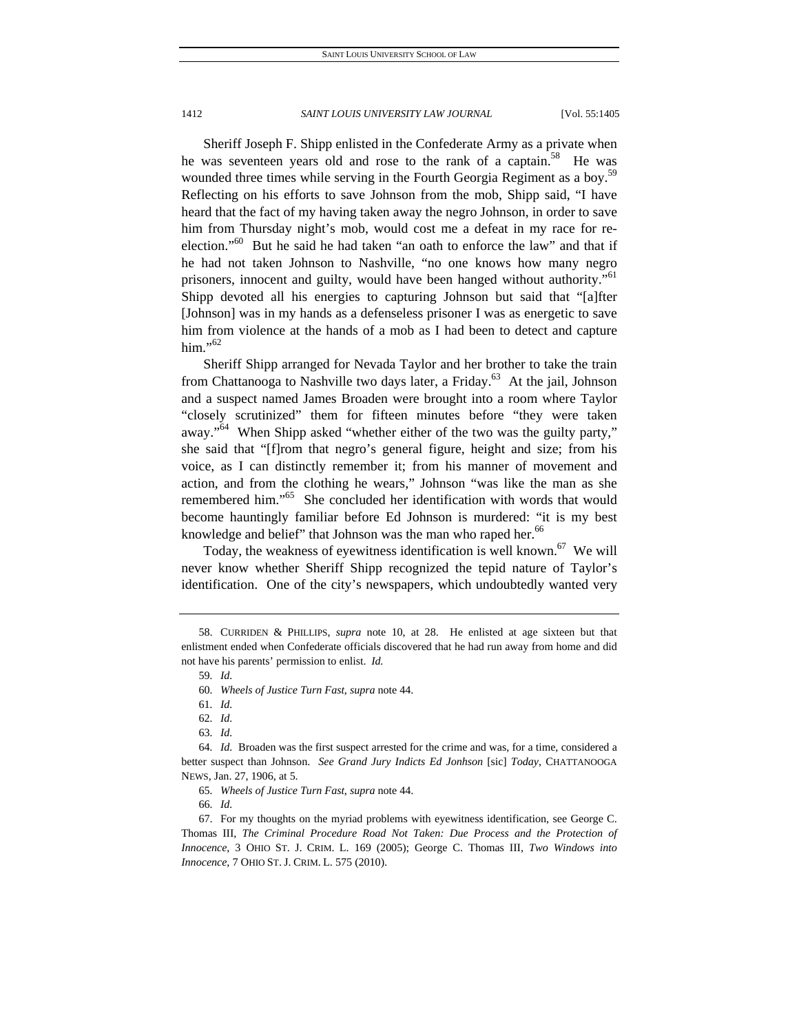Sheriff Joseph F. Shipp enlisted in the Confederate Army as a private when he was seventeen years old and rose to the rank of a captain.[58] He was wounded three times while serving in the Fourth Georgia Regiment as a boy.[59] Reflecting on his efforts to save Johnson from the mob, Shipp said, "I have heard that the fact of my having taken away the negro Johnson, in order to save him from Thursday night's mob, would cost me a defeat in my race for re-election."[60] But he said he had taken "an oath to enforce the law" and that if he had not taken Johnson to Nashville, "no one knows how many negro prisoners, innocent and guilty, would have been hanged without authority."[61] Shipp devoted all his energies to capturing Johnson but said that "[a]fter [Johnson] was in my hands as a defenseless prisoner I was as energetic to save him from violence at the hands of a mob as I had been to detect and capture him."[62]

Sheriff Shipp arranged for Nevada Taylor and her brother to take the train from Chattanooga to Nashville two days later, a Friday.[63] At the jail, Johnson and a suspect named James Broaden were brought into a room where Taylor "closely scrutinized" them for fifteen minutes before "they were taken away."[64] When Shipp asked "whether either of the two was the guilty party," she said that "[f]rom that negro's general figure, height and size; from his voice, as I can distinctly remember it; from his manner of movement and action, and from the clothing he wears," Johnson "was like the man as she remembered him."[65] She concluded her identification with words that would become hauntingly familiar before Ed Johnson is murdered: "it is my best knowledge and belief" that Johnson was the man who raped her.[66]

Today, the weakness of eyewitness identification is well known.[67] We will never know whether Sheriff Shipp recognized the tepid nature of Taylor's identification. One of the city's newspapers, which undoubtedly wanted very

---

58. CURRIDEN & PHILLIPS, *supra* note 10, at 28. He enlisted at age sixteen but that enlistment ended when Confederate officials discovered that he had run away from home and did not have his parents' permission to enlist. *Id.*

59. *Id.*

60. *Wheels of Justice Turn Fast*, *supra* note 44.

61. *Id.*

62. *Id.*

63. *Id.*

64. *Id.* Broaden was the first suspect arrested for the crime and was, for a time, considered a better suspect than Johnson. *See Grand Jury Indicts Ed Jonhson* [sic] *Today*, CHATTANOOGA NEWS, Jan. 27, 1906, at 5.

65. *Wheels of Justice Turn Fast*, *supra* note 44.

66. *Id.*

67. For my thoughts on the myriad problems with eyewitness identification, see George C. Thomas III, *The Criminal Procedure Road Not Taken: Due Process and the Protection of Innocence*, 3 OHIO ST. J. CRIM. L. 169 (2005); George C. Thomas III, *Two Windows into Innocence*, 7 OHIO ST. J. CRIM. L. 575 (2010).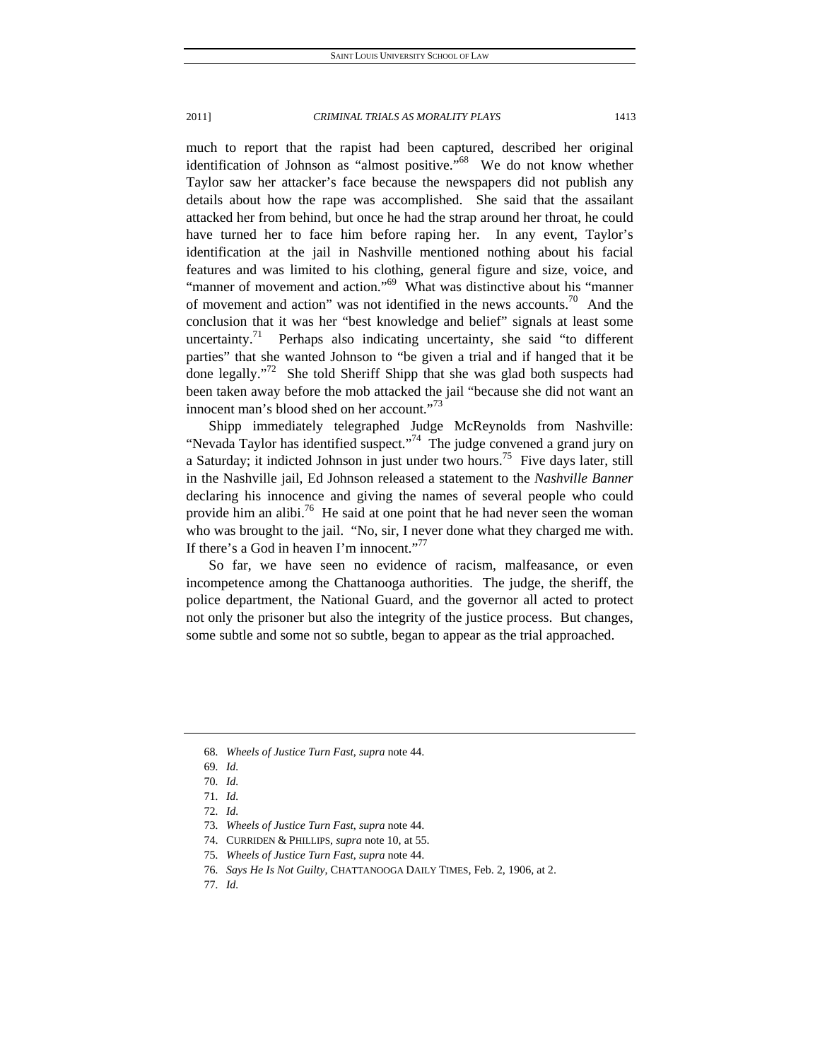much to report that the rapist had been captured, described her original identification of Johnson as "almost positive."[68] We do not know whether Taylor saw her attacker's face because the newspapers did not publish any details about how the rape was accomplished. She said that the assailant attacked her from behind, but once he had the strap around her throat, he could have turned her to face him before raping her. In any event, Taylor's identification at the jail in Nashville mentioned nothing about his facial features and was limited to his clothing, general figure and size, voice, and "manner of movement and action."[69] What was distinctive about his "manner of movement and action" was not identified in the news accounts.[70] And the conclusion that it was her "best knowledge and belief" signals at least some uncertainty.[71] Perhaps also indicating uncertainty, she said "to different parties" that she wanted Johnson to "be given a trial and if hanged that it be done legally."[72] She told Sheriff Shipp that she was glad both suspects had been taken away before the mob attacked the jail "because she did not want an innocent man's blood shed on her account."[73]

Shipp immediately telegraphed Judge McReynolds from Nashville: "Nevada Taylor has identified suspect."[74] The judge convened a grand jury on a Saturday; it indicted Johnson in just under two hours.[75] Five days later, still in the Nashville jail, Ed Johnson released a statement to the *Nashville Banner* declaring his innocence and giving the names of several people who could provide him an alibi.[76] He said at one point that he had never seen the woman who was brought to the jail. "No, sir, I never done what they charged me with. If there's a God in heaven I'm innocent."[77]

So far, we have seen no evidence of racism, malfeasance, or even incompetence among the Chattanooga authorities. The judge, the sheriff, the police department, the National Guard, and the governor all acted to protect not only the prisoner but also the integrity of the justice process. But changes, some subtle and some not so subtle, began to appear as the trial approached.

---

68. *Wheels of Justice Turn Fast*, *supra* note 44.
69. *Id.*
70. *Id.*
71. *Id.*
72. *Id.*
73. *Wheels of Justice Turn Fast*, *supra* note 44.
74. CURRIDEN & PHILLIPS, *supra* note 10, at 55.
75. *Wheels of Justice Turn Fast*, *supra* note 44.
76. *Says He Is Not Guilty*, CHATTANOOGA DAILY TIMES, Feb. 2, 1906, at 2.
77. *Id.*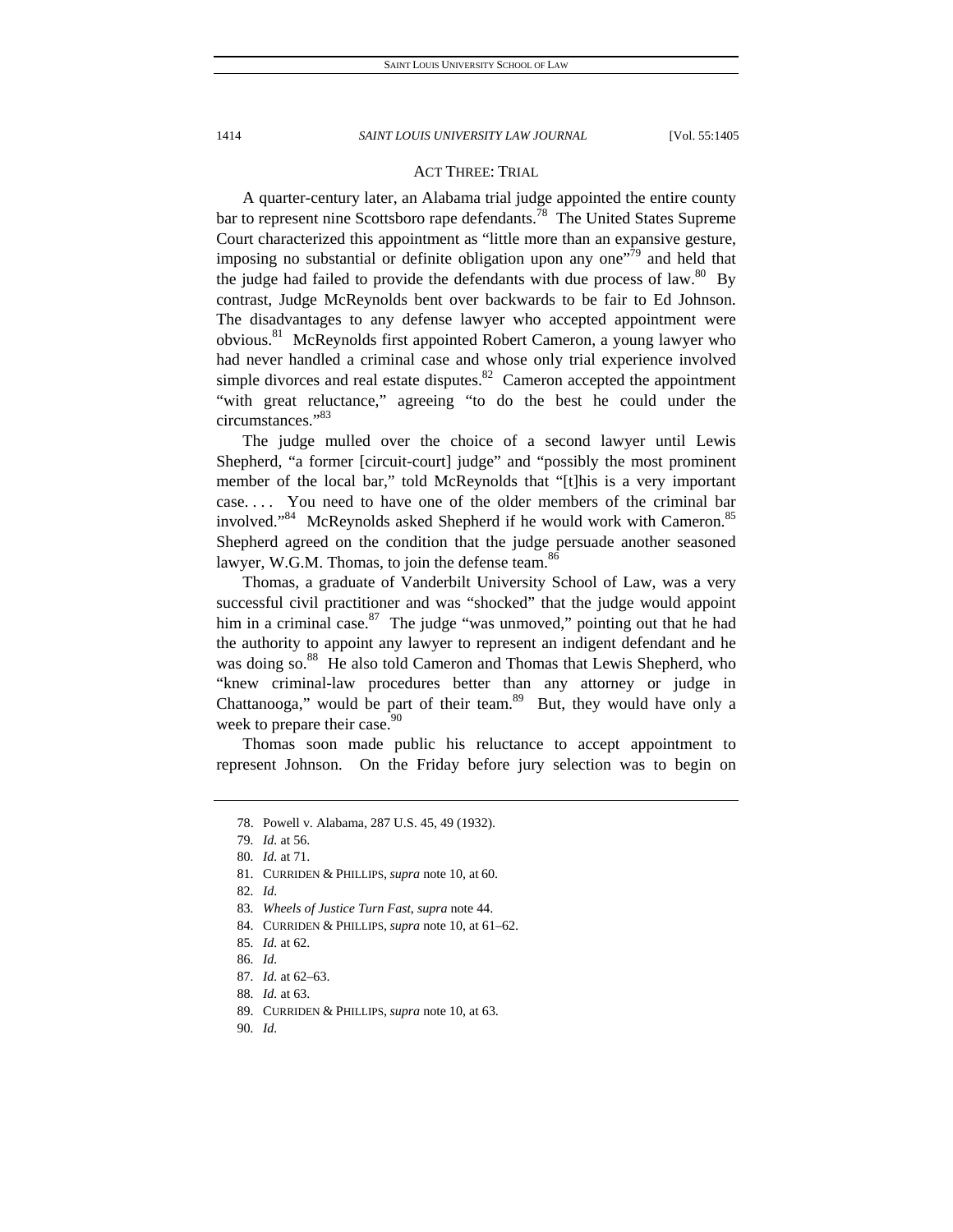## ACT THREE: TRIAL

A quarter-century later, an Alabama trial judge appointed the entire county bar to represent nine Scottsboro rape defendants.[78] The United States Supreme Court characterized this appointment as "little more than an expansive gesture, imposing no substantial or definite obligation upon any one"[79] and held that the judge had failed to provide the defendants with due process of law.[80] By contrast, Judge McReynolds bent over backwards to be fair to Ed Johnson. The disadvantages to any defense lawyer who accepted appointment were obvious.[81] McReynolds first appointed Robert Cameron, a young lawyer who had never handled a criminal case and whose only trial experience involved simple divorces and real estate disputes.[82] Cameron accepted the appointment "with great reluctance," agreeing "to do the best he could under the circumstances."[83]

The judge mulled over the choice of a second lawyer until Lewis Shepherd, "a former [circuit-court] judge" and "possibly the most prominent member of the local bar," told McReynolds that "[t]his is a very important case. . . . You need to have one of the older members of the criminal bar involved."[84] McReynolds asked Shepherd if he would work with Cameron.[85] Shepherd agreed on the condition that the judge persuade another seasoned lawyer, W.G.M. Thomas, to join the defense team.[86]

Thomas, a graduate of Vanderbilt University School of Law, was a very successful civil practitioner and was "shocked" that the judge would appoint him in a criminal case.[87] The judge "was unmoved," pointing out that he had the authority to appoint any lawyer to represent an indigent defendant and he was doing so.[88] He also told Cameron and Thomas that Lewis Shepherd, who "knew criminal-law procedures better than any attorney or judge in Chattanooga," would be part of their team.[89] But, they would have only a week to prepare their case.[90]

Thomas soon made public his reluctance to accept appointment to represent Johnson. On the Friday before jury selection was to begin on

---

78. Powell v. Alabama, 287 U.S. 45, 49 (1932).

79. *Id.* at 56.

80. *Id.* at 71.

81. CURRIDEN & PHILLIPS, *supra* note 10, at 60.

82. *Id.*

83. *Wheels of Justice Turn Fast*, *supra* note 44.

84. CURRIDEN & PHILLIPS, *supra* note 10, at 61–62.

85. *Id.* at 62.

86. *Id.*

87. *Id.* at 62–63.

88. *Id.* at 63.

89. CURRIDEN & PHILLIPS, *supra* note 10, at 63.

90. *Id.*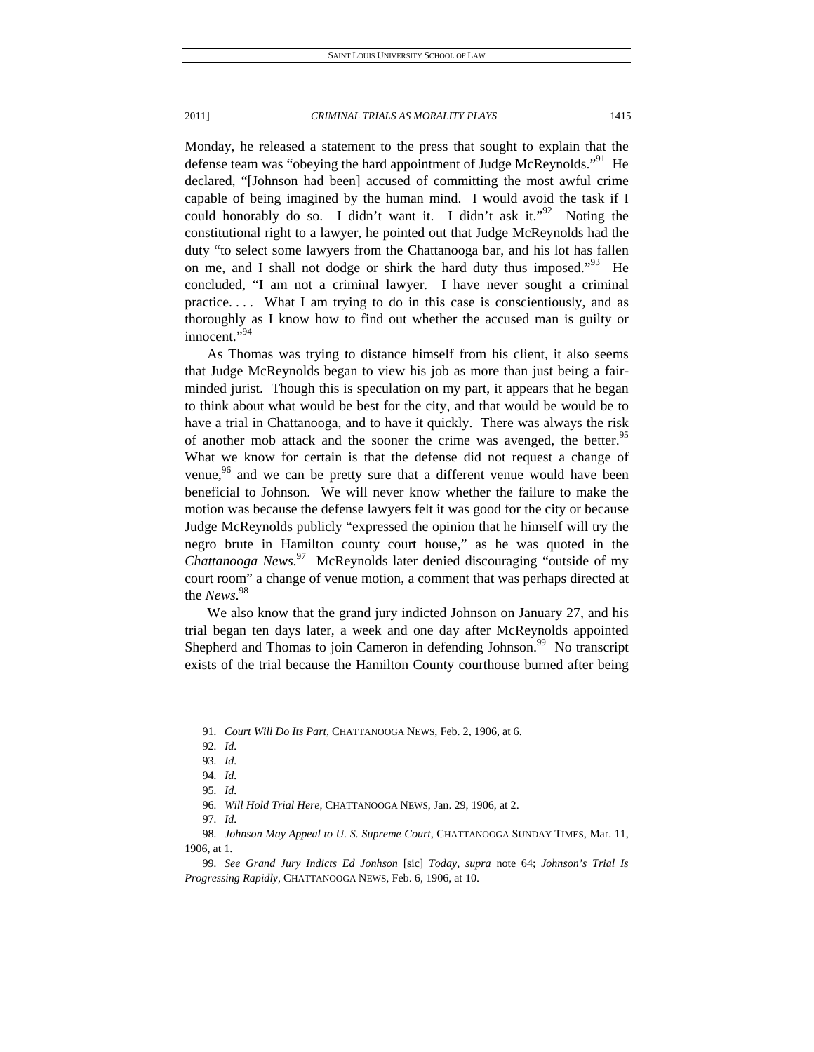Monday, he released a statement to the press that sought to explain that the defense team was "obeying the hard appointment of Judge McReynolds."[91] He declared, "[Johnson had been] accused of committing the most awful crime capable of being imagined by the human mind. I would avoid the task if I could honorably do so. I didn't want it. I didn't ask it."[92] Noting the constitutional right to a lawyer, he pointed out that Judge McReynolds had the duty "to select some lawyers from the Chattanooga bar, and his lot has fallen on me, and I shall not dodge or shirk the hard duty thus imposed."[93] He concluded, "I am not a criminal lawyer. I have never sought a criminal practice. . . . What I am trying to do in this case is conscientiously, and as thoroughly as I know how to find out whether the accused man is guilty or innocent."[94]

As Thomas was trying to distance himself from his client, it also seems that Judge McReynolds began to view his job as more than just being a fair-minded jurist. Though this is speculation on my part, it appears that he began to think about what would be best for the city, and that would be would be to have a trial in Chattanooga, and to have it quickly. There was always the risk of another mob attack and the sooner the crime was avenged, the better.[95] What we know for certain is that the defense did not request a change of venue,[96] and we can be pretty sure that a different venue would have been beneficial to Johnson. We will never know whether the failure to make the motion was because the defense lawyers felt it was good for the city or because Judge McReynolds publicly "expressed the opinion that he himself will try the negro brute in Hamilton county court house," as he was quoted in the *Chattanooga News*.[97] McReynolds later denied discouraging "outside of my court room" a change of venue motion, a comment that was perhaps directed at the *News*.[98]

We also know that the grand jury indicted Johnson on January 27, and his trial began ten days later, a week and one day after McReynolds appointed Shepherd and Thomas to join Cameron in defending Johnson.[99] No transcript exists of the trial because the Hamilton County courthouse burned after being

---

91. *Court Will Do Its Part*, CHATTANOOGA NEWS, Feb. 2, 1906, at 6.

92. *Id.*

93. *Id.*

94. *Id.*

95. *Id.*

96. *Will Hold Trial Here*, CHATTANOOGA NEWS, Jan. 29, 1906, at 2.

97. *Id.*

98. *Johnson May Appeal to U. S. Supreme Court*, CHATTANOOGA SUNDAY TIMES, Mar. 11, 1906, at 1.

99. *See Grand Jury Indicts Ed Jonhson* [sic] *Today*, *supra* note 64; *Johnson's Trial Is Progressing Rapidly*, CHATTANOOGA NEWS, Feb. 6, 1906, at 10.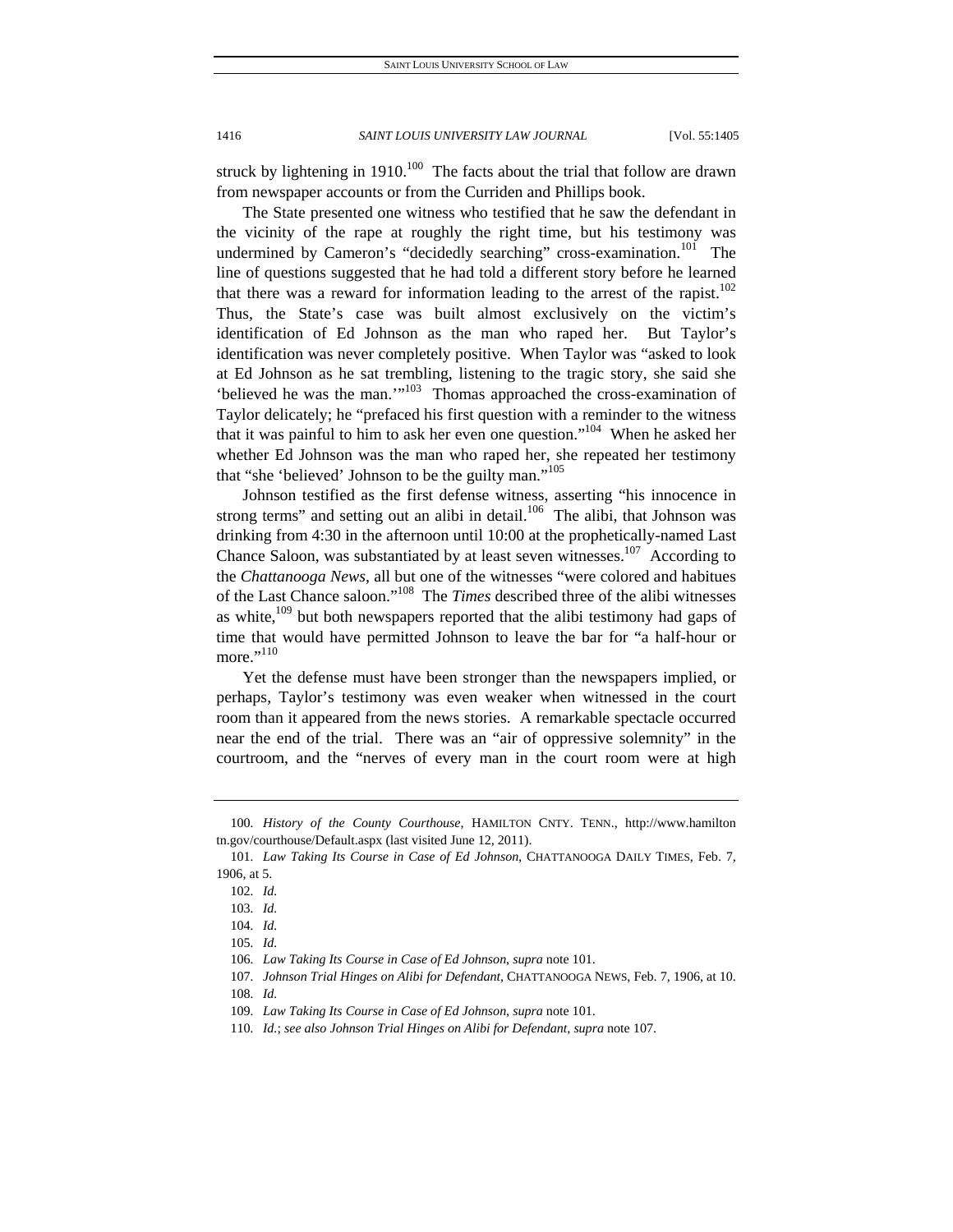struck by lightening in 1910.[100] The facts about the trial that follow are drawn from newspaper accounts or from the Curriden and Phillips book.

The State presented one witness who testified that he saw the defendant in the vicinity of the rape at roughly the right time, but his testimony was undermined by Cameron's "decidedly searching" cross-examination.[101] The line of questions suggested that he had told a different story before he learned that there was a reward for information leading to the arrest of the rapist.[102] Thus, the State's case was built almost exclusively on the victim's identification of Ed Johnson as the man who raped her. But Taylor's identification was never completely positive. When Taylor was "asked to look at Ed Johnson as he sat trembling, listening to the tragic story, she said she 'believed he was the man.'"[103] Thomas approached the cross-examination of Taylor delicately; he "prefaced his first question with a reminder to the witness that it was painful to him to ask her even one question."[104] When he asked her whether Ed Johnson was the man who raped her, she repeated her testimony that "she 'believed' Johnson to be the guilty man."[105]

Johnson testified as the first defense witness, asserting "his innocence in strong terms" and setting out an alibi in detail.[106] The alibi, that Johnson was drinking from 4:30 in the afternoon until 10:00 at the prophetically-named Last Chance Saloon, was substantiated by at least seven witnesses.[107] According to the *Chattanooga News*, all but one of the witnesses "were colored and habitues of the Last Chance saloon."[108] The *Times* described three of the alibi witnesses as white,[109] but both newspapers reported that the alibi testimony had gaps of time that would have permitted Johnson to leave the bar for "a half-hour or more."[110]

Yet the defense must have been stronger than the newspapers implied, or perhaps, Taylor's testimony was even weaker when witnessed in the court room than it appeared from the news stories. A remarkable spectacle occurred near the end of the trial. There was an "air of oppressive solemnity" in the courtroom, and the "nerves of every man in the court room were at high

---

100. *History of the County Courthouse*, HAMILTON CNTY. TENN., http://www.hamiltontn.gov/courthouse/Default.aspx (last visited June 12, 2011).

101. *Law Taking Its Course in Case of Ed Johnson*, CHATTANOOGA DAILY TIMES, Feb. 7, 1906, at 5.

102. *Id.*

103. *Id.*

104. *Id.*

105. *Id.*

106. *Law Taking Its Course in Case of Ed Johnson*, *supra* note 101.

107. *Johnson Trial Hinges on Alibi for Defendant*, CHATTANOOGA NEWS, Feb. 7, 1906, at 10.

108. *Id.*

109. *Law Taking Its Course in Case of Ed Johnson*, *supra* note 101.

110. *Id.*; *see also Johnson Trial Hinges on Alibi for Defendant*, *supra* note 107.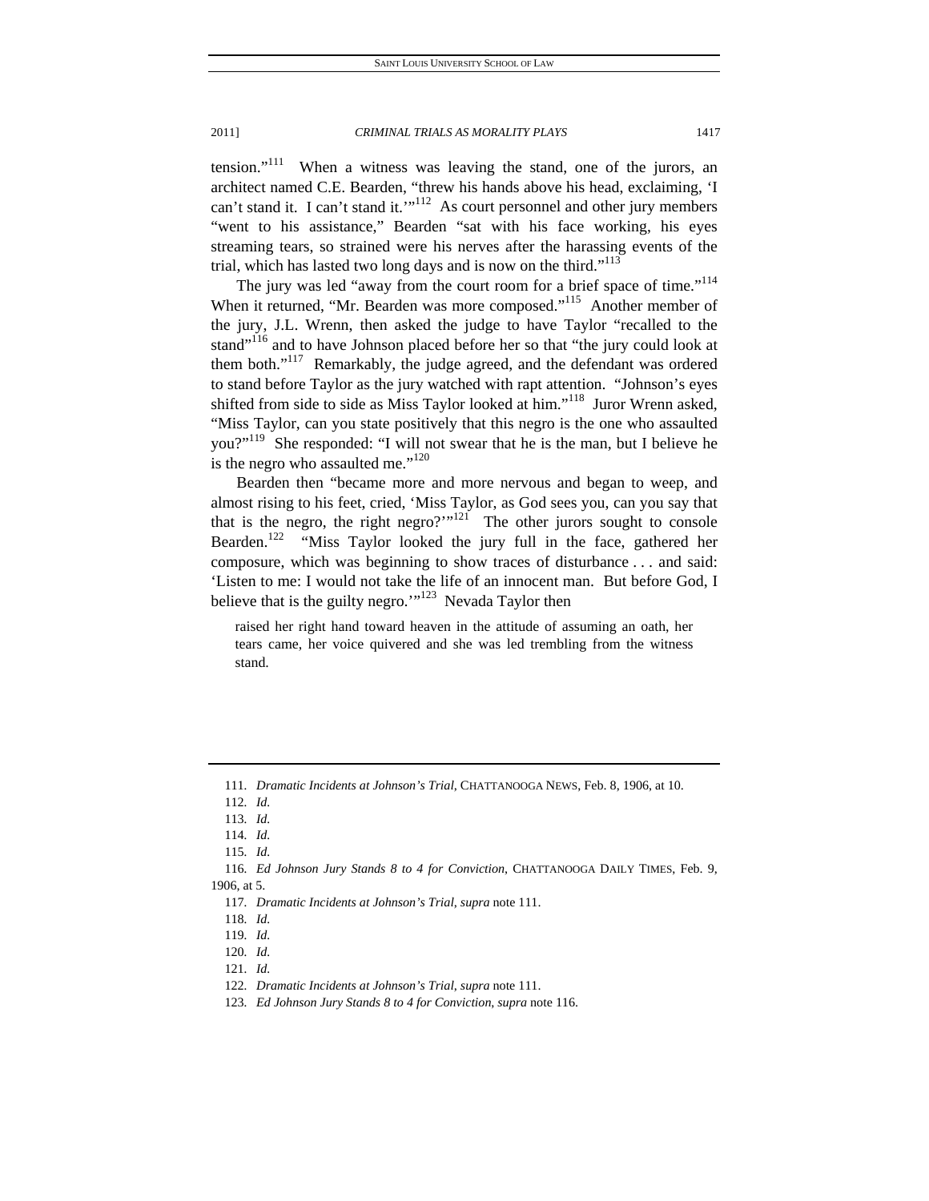tension."[111] When a witness was leaving the stand, one of the jurors, an architect named C.E. Bearden, "threw his hands above his head, exclaiming, 'I can't stand it. I can't stand it.'"[112] As court personnel and other jury members "went to his assistance," Bearden "sat with his face working, his eyes streaming tears, so strained were his nerves after the harassing events of the trial, which has lasted two long days and is now on the third."[113]

The jury was led "away from the court room for a brief space of time."[114] When it returned, "Mr. Bearden was more composed."[115] Another member of the jury, J.L. Wrenn, then asked the judge to have Taylor "recalled to the stand"[116] and to have Johnson placed before her so that "the jury could look at them both."[117] Remarkably, the judge agreed, and the defendant was ordered to stand before Taylor as the jury watched with rapt attention. "Johnson's eyes shifted from side to side as Miss Taylor looked at him."[118] Juror Wrenn asked, "Miss Taylor, can you state positively that this negro is the one who assaulted you?"[119] She responded: "I will not swear that he is the man, but I believe he is the negro who assaulted me."[120]

Bearden then "became more and more nervous and began to weep, and almost rising to his feet, cried, 'Miss Taylor, as God sees you, can you say that that is the negro, the right negro?'"[121] The other jurors sought to console Bearden.[122] "Miss Taylor looked the jury full in the face, gathered her composure, which was beginning to show traces of disturbance . . . and said: 'Listen to me: I would not take the life of an innocent man. But before God, I believe that is the guilty negro.'"[123] Nevada Taylor then

> raised her right hand toward heaven in the attitude of assuming an oath, her tears came, her voice quivered and she was led trembling from the witness stand.

---

111. *Dramatic Incidents at Johnson's Trial*, CHATTANOOGA NEWS, Feb. 8, 1906, at 10.

112. *Id.*

113. *Id.*

114. *Id.*

115. *Id.*

116. *Ed Johnson Jury Stands 8 to 4 for Conviction*, CHATTANOOGA DAILY TIMES, Feb. 9, 1906, at 5.

117. *Dramatic Incidents at Johnson's Trial*, *supra* note 111.

118. *Id.*

119. *Id.*

120. *Id.*

121. *Id.*

122. *Dramatic Incidents at Johnson's Trial*, *supra* note 111.

123. *Ed Johnson Jury Stands 8 to 4 for Conviction*, *supra* note 116.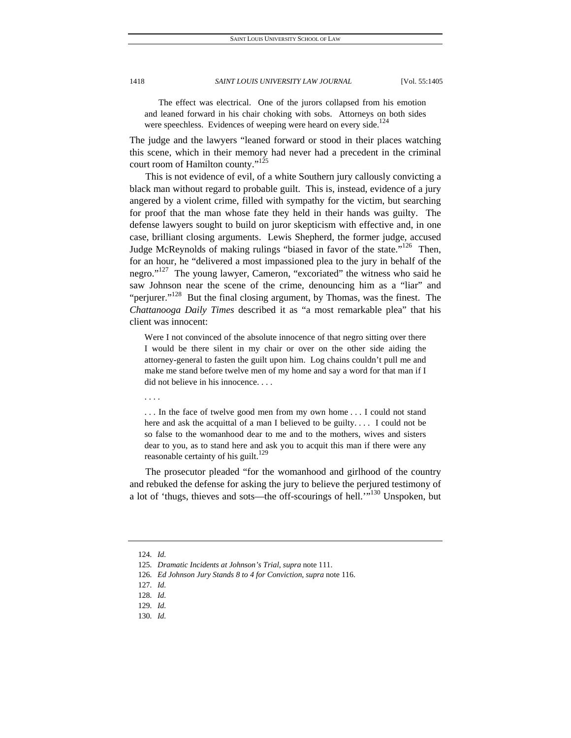> The effect was electrical. One of the jurors collapsed from his emotion and leaned forward in his chair choking with sobs. Attorneys on both sides were speechless. Evidences of weeping were heard on every side.[124]

The judge and the lawyers "leaned forward or stood in their places watching this scene, which in their memory had never had a precedent in the criminal court room of Hamilton county."[125]

This is not evidence of evil, of a white Southern jury callously convicting a black man without regard to probable guilt. This is, instead, evidence of a jury angered by a violent crime, filled with sympathy for the victim, but searching for proof that the man whose fate they held in their hands was guilty. The defense lawyers sought to build on juror skepticism with effective and, in one case, brilliant closing arguments. Lewis Shepherd, the former judge, accused Judge McReynolds of making rulings "biased in favor of the state."[126] Then, for an hour, he "delivered a most impassioned plea to the jury in behalf of the negro."[127] The young lawyer, Cameron, "excoriated" the witness who said he saw Johnson near the scene of the crime, denouncing him as a "liar" and "perjurer."[128] But the final closing argument, by Thomas, was the finest. The *Chattanooga Daily Times* described it as "a most remarkable plea" that his client was innocent:

> Were I not convinced of the absolute innocence of that negro sitting over there I would be there silent in my chair or over on the other side aiding the attorney-general to fasten the guilt upon him. Log chains couldn't pull me and make me stand before twelve men of my home and say a word for that man if I did not believe in his innocence. . . .
>
> . . . .
>
> . . . In the face of twelve good men from my own home . . . I could not stand here and ask the acquittal of a man I believed to be guilty. . . . I could not be so false to the womanhood dear to me and to the mothers, wives and sisters dear to you, as to stand here and ask you to acquit this man if there were any reasonable certainty of his guilt.[129]

The prosecutor pleaded "for the womanhood and girlhood of the country and rebuked the defense for asking the jury to believe the perjured testimony of a lot of 'thugs, thieves and sots—the off-scourings of hell.'"[130] Unspoken, but

---

124. *Id.*

125. *Dramatic Incidents at Johnson's Trial*, *supra* note 111.

126. *Ed Johnson Jury Stands 8 to 4 for Conviction*, *supra* note 116.

127. *Id.*

128. *Id.*

129. *Id.*

130. *Id.*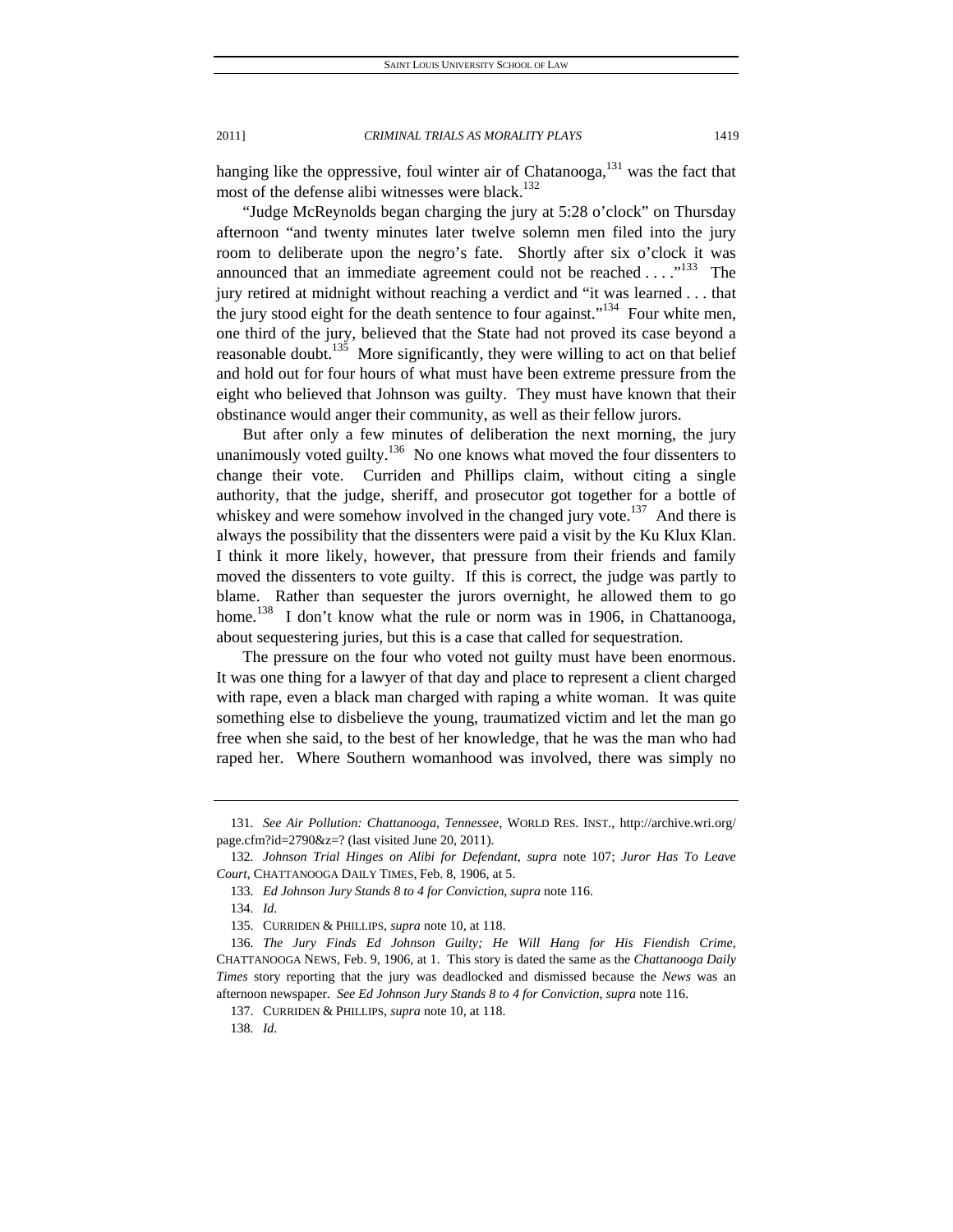hanging like the oppressive, foul winter air of Chatanooga,[131] was the fact that most of the defense alibi witnesses were black.[132]

"Judge McReynolds began charging the jury at 5:28 o'clock" on Thursday afternoon "and twenty minutes later twelve solemn men filed into the jury room to deliberate upon the negro's fate. Shortly after six o'clock it was announced that an immediate agreement could not be reached . . . ."[133] The jury retired at midnight without reaching a verdict and "it was learned . . . that the jury stood eight for the death sentence to four against."[134] Four white men, one third of the jury, believed that the State had not proved its case beyond a reasonable doubt.[135] More significantly, they were willing to act on that belief and hold out for four hours of what must have been extreme pressure from the eight who believed that Johnson was guilty. They must have known that their obstinance would anger their community, as well as their fellow jurors.

But after only a few minutes of deliberation the next morning, the jury unanimously voted guilty.[136] No one knows what moved the four dissenters to change their vote. Curriden and Phillips claim, without citing a single authority, that the judge, sheriff, and prosecutor got together for a bottle of whiskey and were somehow involved in the changed jury vote.[137] And there is always the possibility that the dissenters were paid a visit by the Ku Klux Klan. I think it more likely, however, that pressure from their friends and family moved the dissenters to vote guilty. If this is correct, the judge was partly to blame. Rather than sequester the jurors overnight, he allowed them to go home.[138] I don't know what the rule or norm was in 1906, in Chattanooga, about sequestering juries, but this is a case that called for sequestration.

The pressure on the four who voted not guilty must have been enormous. It was one thing for a lawyer of that day and place to represent a client charged with rape, even a black man charged with raping a white woman. It was quite something else to disbelieve the young, traumatized victim and let the man go free when she said, to the best of her knowledge, that he was the man who had raped her. Where Southern womanhood was involved, there was simply no

---

131. *See Air Pollution: Chattanooga, Tennessee*, WORLD RES. INST., http://archive.wri.org/page.cfm?id=2790&z=? (last visited June 20, 2011).

132. *Johnson Trial Hinges on Alibi for Defendant*, *supra* note 107; *Juror Has To Leave Court*, CHATTANOOGA DAILY TIMES, Feb. 8, 1906, at 5.

133. *Ed Johnson Jury Stands 8 to 4 for Conviction*, *supra* note 116.

134. *Id.*

135. CURRIDEN & PHILLIPS, *supra* note 10, at 118.

136. *The Jury Finds Ed Johnson Guilty; He Will Hang for His Fiendish Crime*, CHATTANOOGA NEWS, Feb. 9, 1906, at 1. This story is dated the same as the *Chattanooga Daily Times* story reporting that the jury was deadlocked and dismissed because the *News* was an afternoon newspaper. *See Ed Johnson Jury Stands 8 to 4 for Conviction*, *supra* note 116.

137. CURRIDEN & PHILLIPS, *supra* note 10, at 118.

138. *Id.*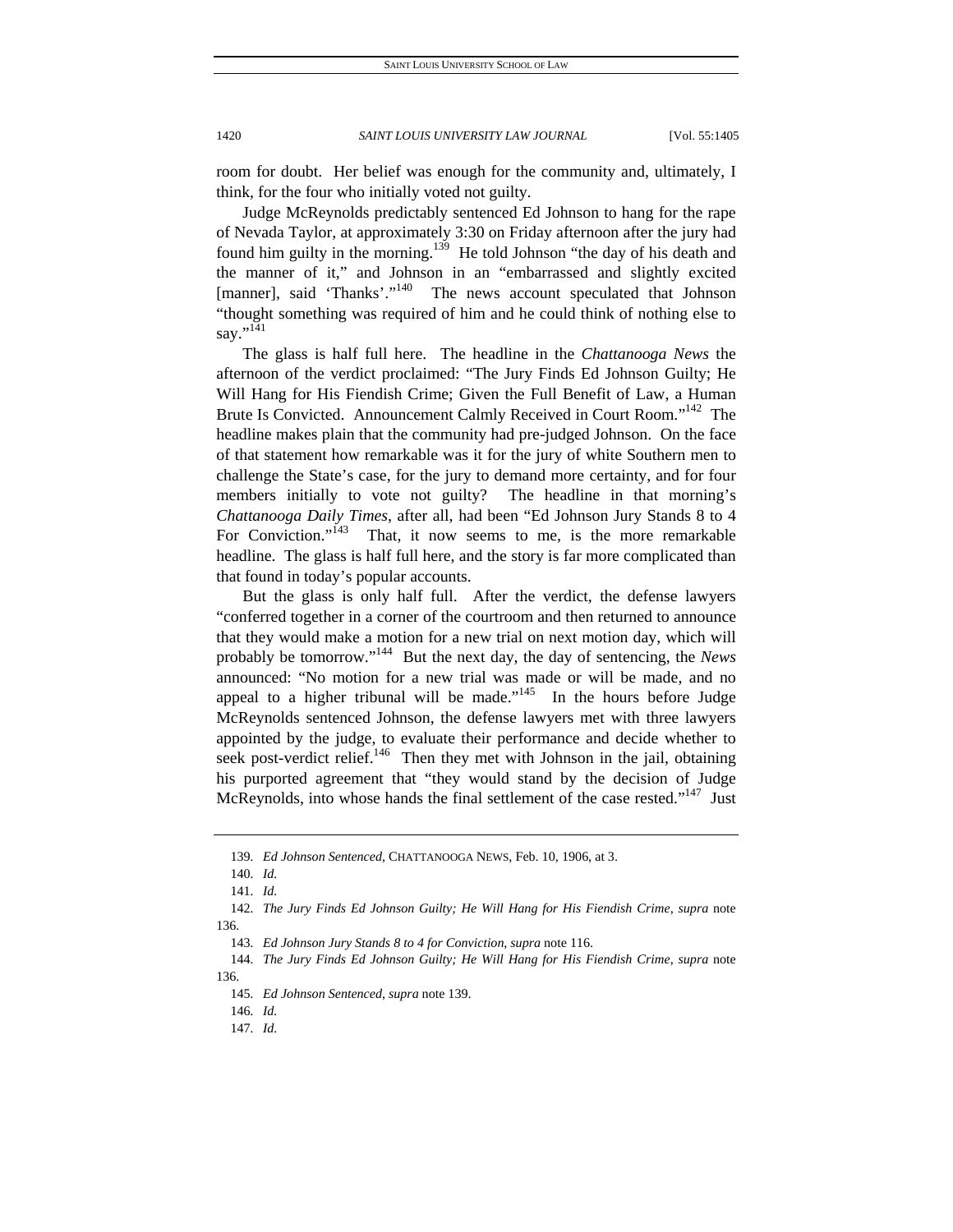room for doubt. Her belief was enough for the community and, ultimately, I think, for the four who initially voted not guilty.

Judge McReynolds predictably sentenced Ed Johnson to hang for the rape of Nevada Taylor, at approximately 3:30 on Friday afternoon after the jury had found him guilty in the morning.[139] He told Johnson "the day of his death and the manner of it," and Johnson in an "embarrassed and slightly excited [manner], said 'Thanks'."[140] The news account speculated that Johnson "thought something was required of him and he could think of nothing else to say."[141]

The glass is half full here. The headline in the *Chattanooga News* the afternoon of the verdict proclaimed: "The Jury Finds Ed Johnson Guilty; He Will Hang for His Fiendish Crime; Given the Full Benefit of Law, a Human Brute Is Convicted. Announcement Calmly Received in Court Room."[142] The headline makes plain that the community had pre-judged Johnson. On the face of that statement how remarkable was it for the jury of white Southern men to challenge the State's case, for the jury to demand more certainty, and for four members initially to vote not guilty? The headline in that morning's *Chattanooga Daily Times*, after all, had been "Ed Johnson Jury Stands 8 to 4 For Conviction."[143] That, it now seems to me, is the more remarkable headline. The glass is half full here, and the story is far more complicated than that found in today's popular accounts.

But the glass is only half full. After the verdict, the defense lawyers "conferred together in a corner of the courtroom and then returned to announce that they would make a motion for a new trial on next motion day, which will probably be tomorrow."[144] But the next day, the day of sentencing, the *News* announced: "No motion for a new trial was made or will be made, and no appeal to a higher tribunal will be made."[145] In the hours before Judge McReynolds sentenced Johnson, the defense lawyers met with three lawyers appointed by the judge, to evaluate their performance and decide whether to seek post-verdict relief.[146] Then they met with Johnson in the jail, obtaining his purported agreement that "they would stand by the decision of Judge McReynolds, into whose hands the final settlement of the case rested."[147] Just

---

139. *Ed Johnson Sentenced*, CHATTANOOGA NEWS, Feb. 10, 1906, at 3.

140. *Id.*

141. *Id.*

142. *The Jury Finds Ed Johnson Guilty; He Will Hang for His Fiendish Crime*, *supra* note 136.

143. *Ed Johnson Jury Stands 8 to 4 for Conviction*, *supra* note 116.

144. *The Jury Finds Ed Johnson Guilty; He Will Hang for His Fiendish Crime*, *supra* note 136.

145. *Ed Johnson Sentenced*, *supra* note 139.

146. *Id.*

147. *Id.*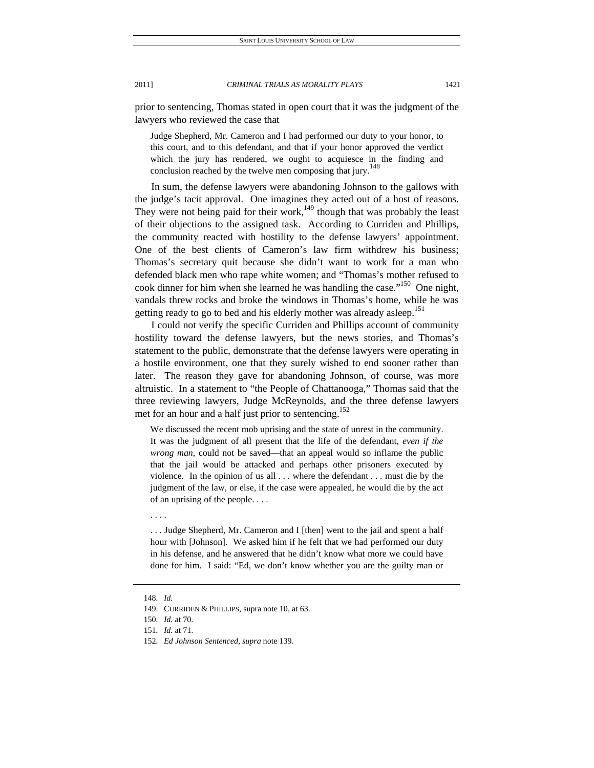prior to sentencing, Thomas stated in open court that it was the judgment of the lawyers who reviewed the case that

> Judge Shepherd, Mr. Cameron and I had performed our duty to your honor, to this court, and to this defendant, and that if your honor approved the verdict which the jury has rendered, we ought to acquiesce in the finding and conclusion reached by the twelve men composing that jury.[148]

In sum, the defense lawyers were abandoning Johnson to the gallows with the judge's tacit approval. One imagines they acted out of a host of reasons. They were not being paid for their work,[149] though that was probably the least of their objections to the assigned task. According to Curriden and Phillips, the community reacted with hostility to the defense lawyers' appointment. One of the best clients of Cameron's law firm withdrew his business; Thomas's secretary quit because she didn't want to work for a man who defended black men who rape white women; and "Thomas's mother refused to cook dinner for him when she learned he was handling the case."[150] One night, vandals threw rocks and broke the windows in Thomas's home, while he was getting ready to go to bed and his elderly mother was already asleep.[151]

I could not verify the specific Curriden and Phillips account of community hostility toward the defense lawyers, but the news stories, and Thomas's statement to the public, demonstrate that the defense lawyers were operating in a hostile environment, one that they surely wished to end sooner rather than later. The reason they gave for abandoning Johnson, of course, was more altruistic. In a statement to "the People of Chattanooga," Thomas said that the three reviewing lawyers, Judge McReynolds, and the three defense lawyers met for an hour and a half just prior to sentencing.[152]

> We discussed the recent mob uprising and the state of unrest in the community. It was the judgment of all present that the life of the defendant, *even if the wrong man*, could not be saved—that an appeal would so inflame the public that the jail would be attacked and perhaps other prisoners executed by violence. In the opinion of us all . . . where the defendant . . . must die by the judgment of the law, or else, if the case were appealed, he would die by the act of an uprising of the people. . . .
>
> . . . .
>
> . . . Judge Shepherd, Mr. Cameron and I [then] went to the jail and spent a half hour with [Johnson]. We asked him if he felt that we had performed our duty in his defense, and he answered that he didn't know what more we could have done for him. I said: "Ed, we don't know whether you are the guilty man or

148. *Id.*
149. CURRIDEN & PHILLIPS, supra note 10, at 63.
150. *Id.* at 70.
151. *Id.* at 71.
152. *Ed Johnson Sentenced*, *supra* note 139.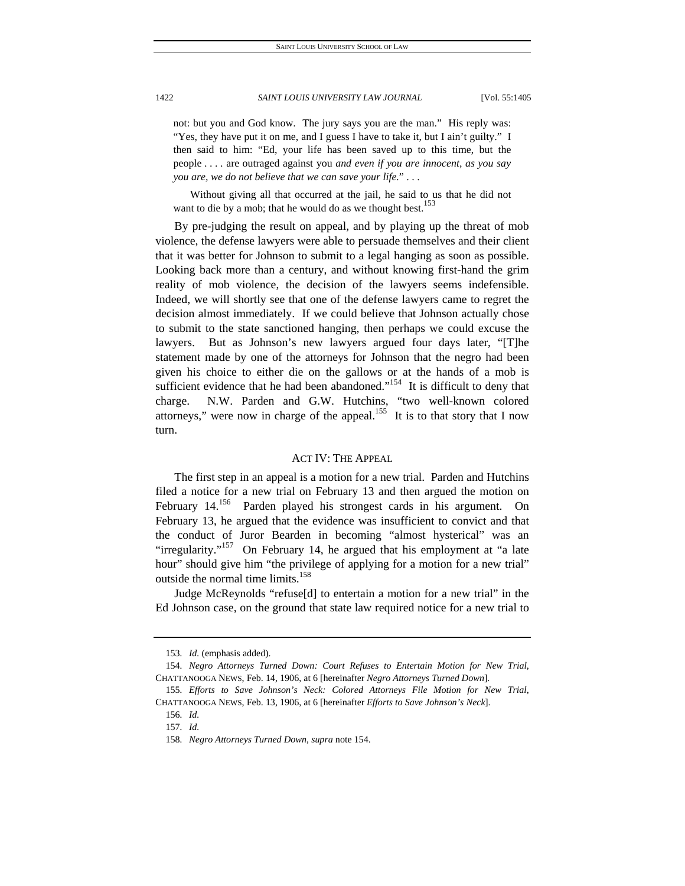not: but you and God know. The jury says you are the man." His reply was: "Yes, they have put it on me, and I guess I have to take it, but I ain't guilty." I then said to him: "Ed, your life has been saved up to this time, but the people . . . . are outraged against you *and even if you are innocent, as you say you are, we do not believe that we can save your life.*" . . .

> Without giving all that occurred at the jail, he said to us that he did not want to die by a mob; that he would do as we thought best.[153]

By pre-judging the result on appeal, and by playing up the threat of mob violence, the defense lawyers were able to persuade themselves and their client that it was better for Johnson to submit to a legal hanging as soon as possible. Looking back more than a century, and without knowing first-hand the grim reality of mob violence, the decision of the lawyers seems indefensible. Indeed, we will shortly see that one of the defense lawyers came to regret the decision almost immediately. If we could believe that Johnson actually chose to submit to the state sanctioned hanging, then perhaps we could excuse the lawyers. But as Johnson's new lawyers argued four days later, "[T]he statement made by one of the attorneys for Johnson that the negro had been given his choice to either die on the gallows or at the hands of a mob is sufficient evidence that he had been abandoned."[154] It is difficult to deny that charge. N.W. Parden and G.W. Hutchins, "two well-known colored attorneys," were now in charge of the appeal.[155] It is to that story that I now turn.

## ACT IV: THE APPEAL

The first step in an appeal is a motion for a new trial. Parden and Hutchins filed a notice for a new trial on February 13 and then argued the motion on February 14.[156] Parden played his strongest cards in his argument. On February 13, he argued that the evidence was insufficient to convict and that the conduct of Juror Bearden in becoming "almost hysterical" was an "irregularity."[157] On February 14, he argued that his employment at "a late hour" should give him "the privilege of applying for a motion for a new trial" outside the normal time limits.[158]

Judge McReynolds "refuse[d] to entertain a motion for a new trial" in the Ed Johnson case, on the ground that state law required notice for a new trial to

---

153. *Id.* (emphasis added).

154. *Negro Attorneys Turned Down: Court Refuses to Entertain Motion for New Trial*, CHATTANOOGA NEWS, Feb. 14, 1906, at 6 [hereinafter *Negro Attorneys Turned Down*].

155. *Efforts to Save Johnson's Neck: Colored Attorneys File Motion for New Trial*, CHATTANOOGA NEWS, Feb. 13, 1906, at 6 [hereinafter *Efforts to Save Johnson's Neck*].

156. *Id.*

157. *Id.*

158. *Negro Attorneys Turned Down*, *supra* note 154.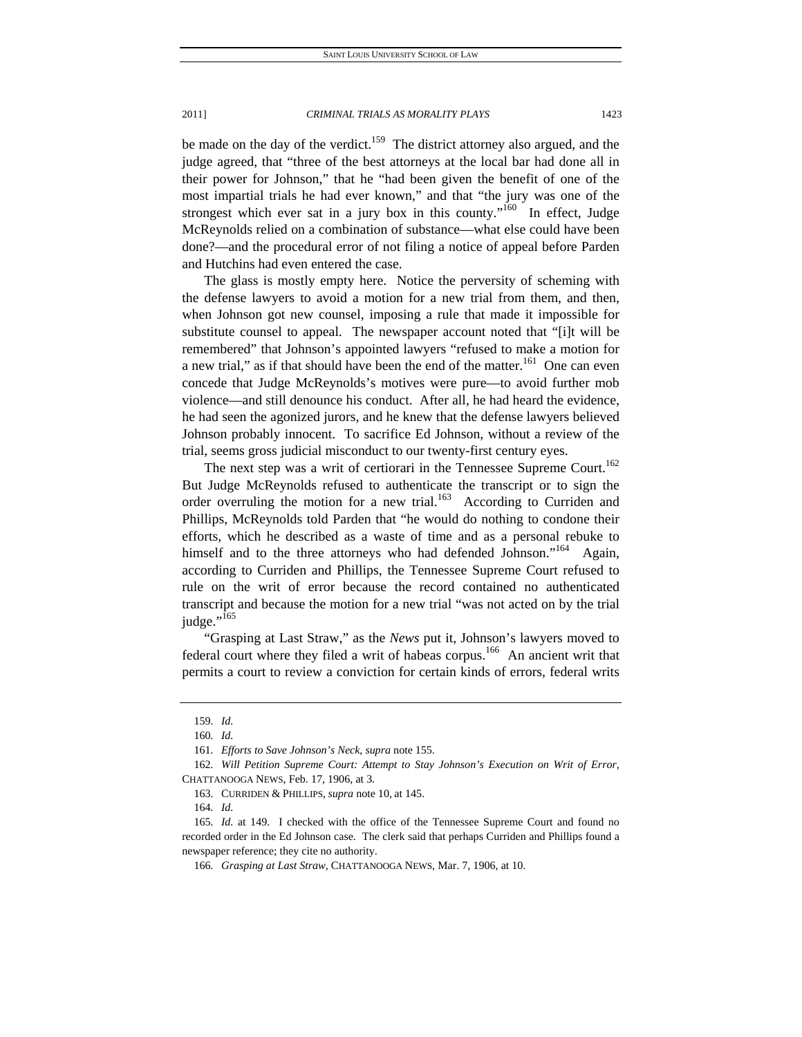be made on the day of the verdict.[159] The district attorney also argued, and the judge agreed, that "three of the best attorneys at the local bar had done all in their power for Johnson," that he "had been given the benefit of one of the most impartial trials he had ever known," and that "the jury was one of the strongest which ever sat in a jury box in this county."[160] In effect, Judge McReynolds relied on a combination of substance—what else could have been done?—and the procedural error of not filing a notice of appeal before Parden and Hutchins had even entered the case.

The glass is mostly empty here. Notice the perversity of scheming with the defense lawyers to avoid a motion for a new trial from them, and then, when Johnson got new counsel, imposing a rule that made it impossible for substitute counsel to appeal. The newspaper account noted that "[i]t will be remembered" that Johnson's appointed lawyers "refused to make a motion for a new trial," as if that should have been the end of the matter.[161] One can even concede that Judge McReynolds's motives were pure—to avoid further mob violence—and still denounce his conduct. After all, he had heard the evidence, he had seen the agonized jurors, and he knew that the defense lawyers believed Johnson probably innocent. To sacrifice Ed Johnson, without a review of the trial, seems gross judicial misconduct to our twenty-first century eyes.

The next step was a writ of certiorari in the Tennessee Supreme Court.[162] But Judge McReynolds refused to authenticate the transcript or to sign the order overruling the motion for a new trial.[163] According to Curriden and Phillips, McReynolds told Parden that "he would do nothing to condone their efforts, which he described as a waste of time and as a personal rebuke to himself and to the three attorneys who had defended Johnson."[164] Again, according to Curriden and Phillips, the Tennessee Supreme Court refused to rule on the writ of error because the record contained no authenticated transcript and because the motion for a new trial "was not acted on by the trial judge."[165]

"Grasping at Last Straw," as the *News* put it, Johnson's lawyers moved to federal court where they filed a writ of habeas corpus.[166] An ancient writ that permits a court to review a conviction for certain kinds of errors, federal writs

---

159. *Id.*

160. *Id.*

161. *Efforts to Save Johnson's Neck*, *supra* note 155.

162. *Will Petition Supreme Court: Attempt to Stay Johnson's Execution on Writ of Error*, CHATTANOOGA NEWS, Feb. 17, 1906, at 3.

163. CURRIDEN & PHILLIPS, *supra* note 10, at 145.

164. *Id.*

165. *Id.* at 149. I checked with the office of the Tennessee Supreme Court and found no recorded order in the Ed Johnson case. The clerk said that perhaps Curriden and Phillips found a newspaper reference; they cite no authority.

166. *Grasping at Last Straw*, CHATTANOOGA NEWS, Mar. 7, 1906, at 10.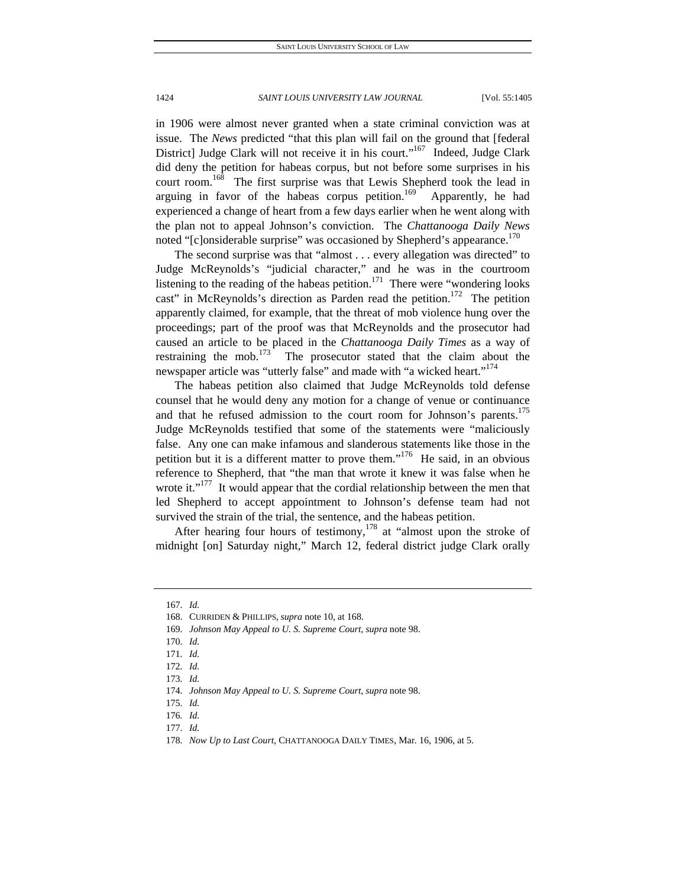in 1906 were almost never granted when a state criminal conviction was at issue. The *News* predicted "that this plan will fail on the ground that [federal District] Judge Clark will not receive it in his court."[167] Indeed, Judge Clark did deny the petition for habeas corpus, but not before some surprises in his court room.[168] The first surprise was that Lewis Shepherd took the lead in arguing in favor of the habeas corpus petition.[169] Apparently, he had experienced a change of heart from a few days earlier when he went along with the plan not to appeal Johnson's conviction. The *Chattanooga Daily News* noted "[c]onsiderable surprise" was occasioned by Shepherd's appearance.[170]

The second surprise was that "almost . . . every allegation was directed" to Judge McReynolds's "judicial character," and he was in the courtroom listening to the reading of the habeas petition.[171] There were "wondering looks cast" in McReynolds's direction as Parden read the petition.[172] The petition apparently claimed, for example, that the threat of mob violence hung over the proceedings; part of the proof was that McReynolds and the prosecutor had caused an article to be placed in the *Chattanooga Daily Times* as a way of restraining the mob.[173] The prosecutor stated that the claim about the newspaper article was "utterly false" and made with "a wicked heart."[174]

The habeas petition also claimed that Judge McReynolds told defense counsel that he would deny any motion for a change of venue or continuance and that he refused admission to the court room for Johnson's parents.[175] Judge McReynolds testified that some of the statements were "maliciously false. Any one can make infamous and slanderous statements like those in the petition but it is a different matter to prove them."[176] He said, in an obvious reference to Shepherd, that "the man that wrote it knew it was false when he wrote it."[177] It would appear that the cordial relationship between the men that led Shepherd to accept appointment to Johnson's defense team had not survived the strain of the trial, the sentence, and the habeas petition.

After hearing four hours of testimony,[178] at "almost upon the stroke of midnight [on] Saturday night," March 12, federal district judge Clark orally

---

167. *Id.*

168. CURRIDEN & PHILLIPS, *supra* note 10, at 168.

169. *Johnson May Appeal to U. S. Supreme Court*, *supra* note 98.

170. *Id.*

171. *Id.*

172. *Id.*

173. *Id.*

174. *Johnson May Appeal to U. S. Supreme Court*, *supra* note 98.

175. *Id.*

176. *Id.*

177. *Id.*

178. *Now Up to Last Court*, CHATTANOOGA DAILY TIMES, Mar. 16, 1906, at 5.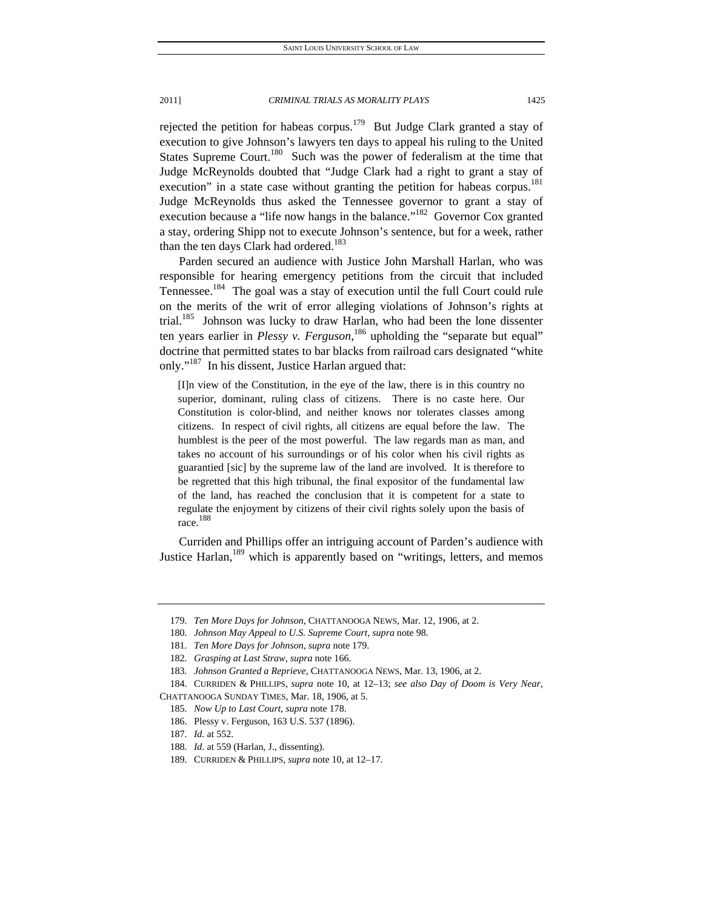rejected the petition for habeas corpus.[179] But Judge Clark granted a stay of execution to give Johnson's lawyers ten days to appeal his ruling to the United States Supreme Court.[180] Such was the power of federalism at the time that Judge McReynolds doubted that "Judge Clark had a right to grant a stay of execution" in a state case without granting the petition for habeas corpus.[181] Judge McReynolds thus asked the Tennessee governor to grant a stay of execution because a "life now hangs in the balance."[182] Governor Cox granted a stay, ordering Shipp not to execute Johnson's sentence, but for a week, rather than the ten days Clark had ordered.[183]

Parden secured an audience with Justice John Marshall Harlan, who was responsible for hearing emergency petitions from the circuit that included Tennessee.[184] The goal was a stay of execution until the full Court could rule on the merits of the writ of error alleging violations of Johnson's rights at trial.[185] Johnson was lucky to draw Harlan, who had been the lone dissenter ten years earlier in *Plessy v. Ferguson*,[186] upholding the "separate but equal" doctrine that permitted states to bar blacks from railroad cars designated "white only."[187] In his dissent, Justice Harlan argued that:

> [I]n view of the Constitution, in the eye of the law, there is in this country no superior, dominant, ruling class of citizens. There is no caste here. Our Constitution is color-blind, and neither knows nor tolerates classes among citizens. In respect of civil rights, all citizens are equal before the law. The humblest is the peer of the most powerful. The law regards man as man, and takes no account of his surroundings or of his color when his civil rights as guarantied [sic] by the supreme law of the land are involved. It is therefore to be regretted that this high tribunal, the final expositor of the fundamental law of the land, has reached the conclusion that it is competent for a state to regulate the enjoyment by citizens of their civil rights solely upon the basis of race.[188]

Curriden and Phillips offer an intriguing account of Parden's audience with Justice Harlan,[189] which is apparently based on "writings, letters, and memos

---

179. *Ten More Days for Johnson*, CHATTANOOGA NEWS, Mar. 12, 1906, at 2.

180. *Johnson May Appeal to U.S. Supreme Court*, *supra* note 98.

181. *Ten More Days for Johnson*, *supra* note 179.

182. *Grasping at Last Straw*, *supra* note 166.

183. *Johnson Granted a Reprieve*, CHATTANOOGA NEWS, Mar. 13, 1906, at 2.

184. CURRIDEN & PHILLIPS, *supra* note 10, at 12–13; *see also Day of Doom is Very Near*, CHATTANOOGA SUNDAY TIMES, Mar. 18, 1906, at 5.

185. *Now Up to Last Court*, *supra* note 178.

186. Plessy v. Ferguson, 163 U.S. 537 (1896).

187. *Id.* at 552.

188. *Id*. at 559 (Harlan, J., dissenting).

189. CURRIDEN & PHILLIPS, *supra* note 10, at 12–17.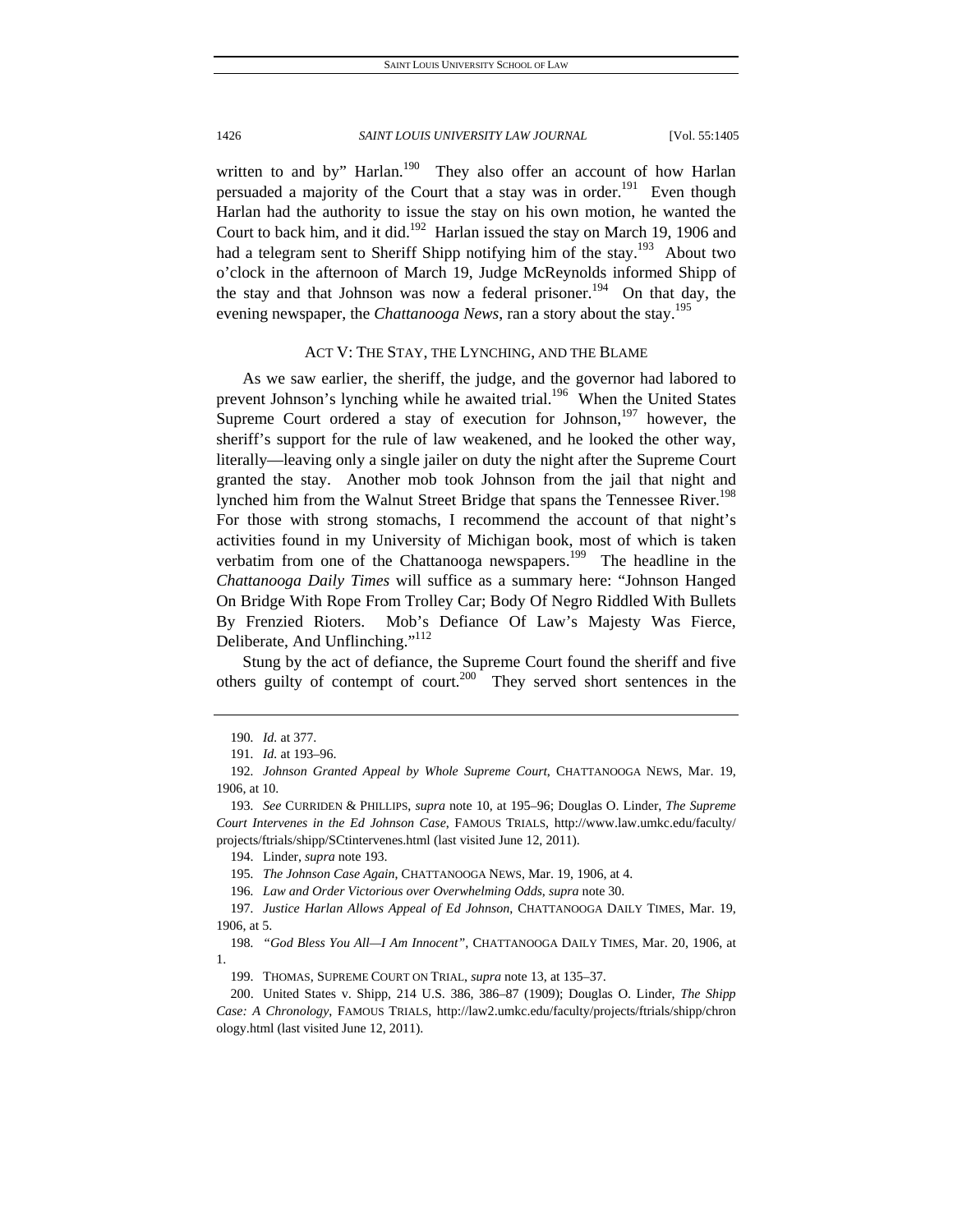written to and by" Harlan.[190] They also offer an account of how Harlan persuaded a majority of the Court that a stay was in order.[191] Even though Harlan had the authority to issue the stay on his own motion, he wanted the Court to back him, and it did.[192] Harlan issued the stay on March 19, 1906 and had a telegram sent to Sheriff Shipp notifying him of the stay.[193] About two o'clock in the afternoon of March 19, Judge McReynolds informed Shipp of the stay and that Johnson was now a federal prisoner.[194] On that day, the evening newspaper, the *Chattanooga News*, ran a story about the stay.[195]

## ACT V: THE STAY, THE LYNCHING, AND THE BLAME

As we saw earlier, the sheriff, the judge, and the governor had labored to prevent Johnson's lynching while he awaited trial.[196] When the United States Supreme Court ordered a stay of execution for Johnson,[197] however, the sheriff's support for the rule of law weakened, and he looked the other way, literally—leaving only a single jailer on duty the night after the Supreme Court granted the stay. Another mob took Johnson from the jail that night and lynched him from the Walnut Street Bridge that spans the Tennessee River.[198] For those with strong stomachs, I recommend the account of that night's activities found in my University of Michigan book, most of which is taken verbatim from one of the Chattanooga newspapers.[199] The headline in the *Chattanooga Daily Times* will suffice as a summary here: "Johnson Hanged On Bridge With Rope From Trolley Car; Body Of Negro Riddled With Bullets By Frenzied Rioters. Mob's Defiance Of Law's Majesty Was Fierce, Deliberate, And Unflinching."[112]

Stung by the act of defiance, the Supreme Court found the sheriff and five others guilty of contempt of court.[200] They served short sentences in the

---

190. *Id.* at 377.

191. *Id.* at 193–96.

192. *Johnson Granted Appeal by Whole Supreme Court*, CHATTANOOGA NEWS, Mar. 19, 1906, at 10.

193. *See* CURRIDEN & PHILLIPS, *supra* note 10, at 195–96; Douglas O. Linder, *The Supreme Court Intervenes in the Ed Johnson Case*, FAMOUS TRIALS, http://www.law.umkc.edu/faculty/projects/ftrials/shipp/SCtintervenes.html (last visited June 12, 2011).

194. Linder, *supra* note 193.

195. *The Johnson Case Again*, CHATTANOOGA NEWS, Mar. 19, 1906, at 4.

196. *Law and Order Victorious over Overwhelming Odds*, *supra* note 30.

197. *Justice Harlan Allows Appeal of Ed Johnson*, CHATTANOOGA DAILY TIMES, Mar. 19, 1906, at 5.

198. *"God Bless You All—I Am Innocent"*, CHATTANOOGA DAILY TIMES, Mar. 20, 1906, at 1.

199. THOMAS, SUPREME COURT ON TRIAL, *supra* note 13, at 135–37.

200. United States v. Shipp, 214 U.S. 386, 386–87 (1909); Douglas O. Linder, *The Shipp Case: A Chronology*, FAMOUS TRIALS, http://law2.umkc.edu/faculty/projects/ftrials/shipp/chronology.html (last visited June 12, 2011).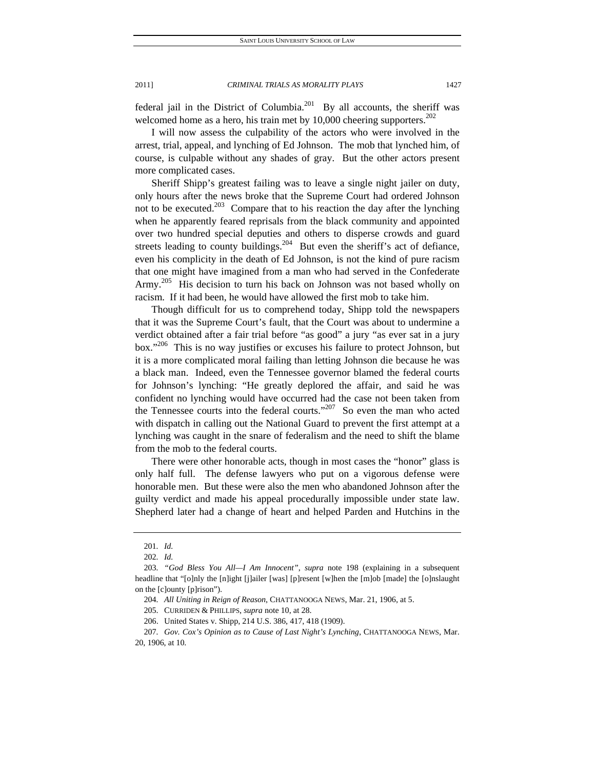federal jail in the District of Columbia.[201] By all accounts, the sheriff was welcomed home as a hero, his train met by 10,000 cheering supporters.[202]

I will now assess the culpability of the actors who were involved in the arrest, trial, appeal, and lynching of Ed Johnson. The mob that lynched him, of course, is culpable without any shades of gray. But the other actors present more complicated cases.

Sheriff Shipp's greatest failing was to leave a single night jailer on duty, only hours after the news broke that the Supreme Court had ordered Johnson not to be executed.[203] Compare that to his reaction the day after the lynching when he apparently feared reprisals from the black community and appointed over two hundred special deputies and others to disperse crowds and guard streets leading to county buildings.[204] But even the sheriff's act of defiance, even his complicity in the death of Ed Johnson, is not the kind of pure racism that one might have imagined from a man who had served in the Confederate Army.[205] His decision to turn his back on Johnson was not based wholly on racism. If it had been, he would have allowed the first mob to take him.

Though difficult for us to comprehend today, Shipp told the newspapers that it was the Supreme Court's fault, that the Court was about to undermine a verdict obtained after a fair trial before "as good" a jury "as ever sat in a jury box."[206] This is no way justifies or excuses his failure to protect Johnson, but it is a more complicated moral failing than letting Johnson die because he was a black man. Indeed, even the Tennessee governor blamed the federal courts for Johnson's lynching: "He greatly deplored the affair, and said he was confident no lynching would have occurred had the case not been taken from the Tennessee courts into the federal courts."[207] So even the man who acted with dispatch in calling out the National Guard to prevent the first attempt at a lynching was caught in the snare of federalism and the need to shift the blame from the mob to the federal courts.

There were other honorable acts, though in most cases the "honor" glass is only half full. The defense lawyers who put on a vigorous defense were honorable men. But these were also the men who abandoned Johnson after the guilty verdict and made his appeal procedurally impossible under state law. Shepherd later had a change of heart and helped Parden and Hutchins in the

---

201. *Id.*

202. *Id.*

203. *"God Bless You All—I Am Innocent"*, *supra* note 198 (explaining in a subsequent headline that "[o]nly the [n]ight [j]ailer [was] [p]resent [w]hen the [m]ob [made] the [o]nslaught on the [c]ounty [p]rison").

204. *All Uniting in Reign of Reason*, CHATTANOOGA NEWS, Mar. 21, 1906, at 5.

205. CURRIDEN & PHILLIPS, *supra* note 10, at 28.

206. United States v. Shipp, 214 U.S. 386, 417, 418 (1909).

207. *Gov. Cox's Opinion as to Cause of Last Night's Lynching*, CHATTANOOGA NEWS, Mar. 20, 1906, at 10.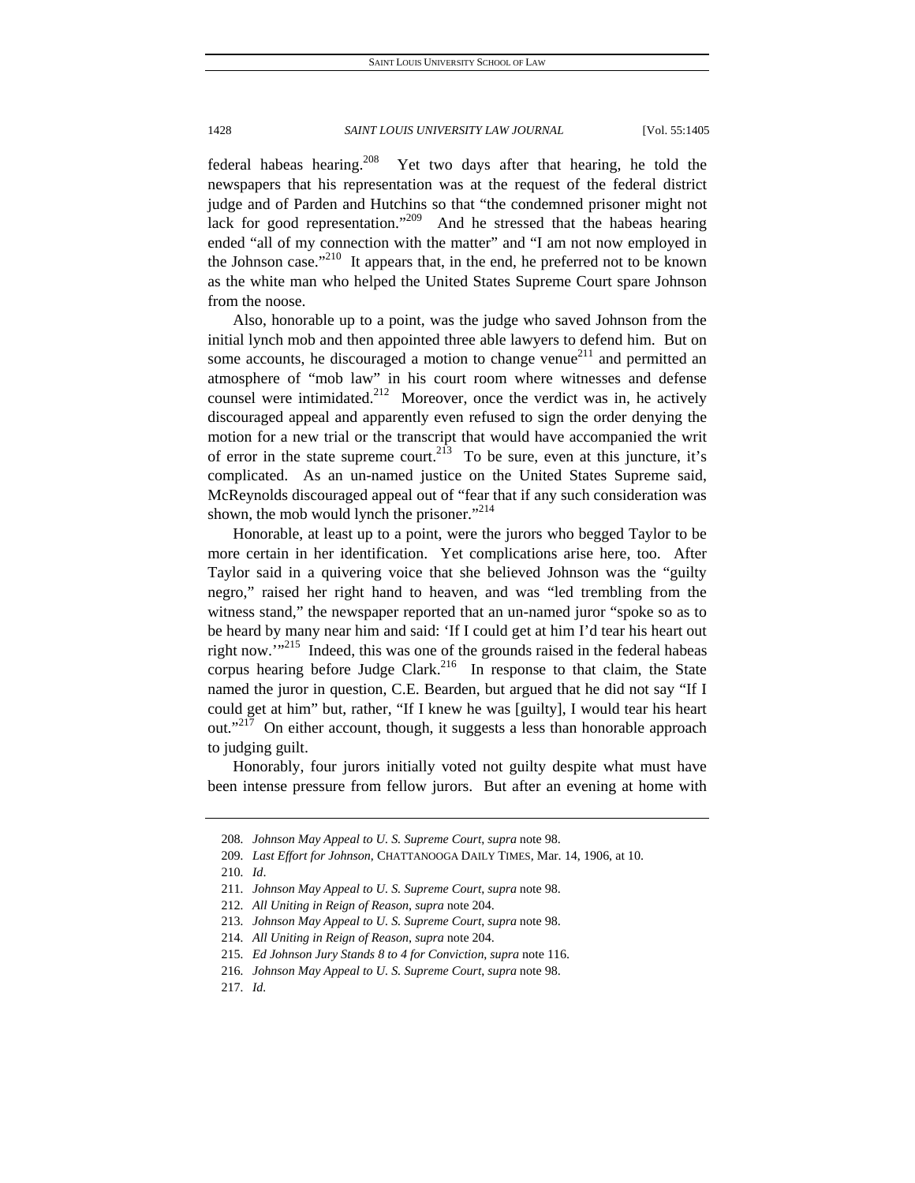federal habeas hearing.[208] Yet two days after that hearing, he told the newspapers that his representation was at the request of the federal district judge and of Parden and Hutchins so that "the condemned prisoner might not lack for good representation."[209] And he stressed that the habeas hearing ended "all of my connection with the matter" and "I am not now employed in the Johnson case."[210] It appears that, in the end, he preferred not to be known as the white man who helped the United States Supreme Court spare Johnson from the noose.

Also, honorable up to a point, was the judge who saved Johnson from the initial lynch mob and then appointed three able lawyers to defend him. But on some accounts, he discouraged a motion to change venue[211] and permitted an atmosphere of "mob law" in his court room where witnesses and defense counsel were intimidated.[212] Moreover, once the verdict was in, he actively discouraged appeal and apparently even refused to sign the order denying the motion for a new trial or the transcript that would have accompanied the writ of error in the state supreme court.[213] To be sure, even at this juncture, it's complicated. As an un-named justice on the United States Supreme said, McReynolds discouraged appeal out of "fear that if any such consideration was shown, the mob would lynch the prisoner."[214]

Honorable, at least up to a point, were the jurors who begged Taylor to be more certain in her identification. Yet complications arise here, too. After Taylor said in a quivering voice that she believed Johnson was the "guilty negro," raised her right hand to heaven, and was "led trembling from the witness stand," the newspaper reported that an un-named juror "spoke so as to be heard by many near him and said: 'If I could get at him I'd tear his heart out right now.'"[215] Indeed, this was one of the grounds raised in the federal habeas corpus hearing before Judge Clark.[216] In response to that claim, the State named the juror in question, C.E. Bearden, but argued that he did not say "If I could get at him" but, rather, "If I knew he was [guilty], I would tear his heart out."[217] On either account, though, it suggests a less than honorable approach to judging guilt.

Honorably, four jurors initially voted not guilty despite what must have been intense pressure from fellow jurors. But after an evening at home with

---

208. *Johnson May Appeal to U. S. Supreme Court*, *supra* note 98.

209. *Last Effort for Johnson*, CHATTANOOGA DAILY TIMES, Mar. 14, 1906, at 10.

210. *Id*.

211. *Johnson May Appeal to U. S. Supreme Court*, *supra* note 98.

212. *All Uniting in Reign of Reason*, *supra* note 204.

213. *Johnson May Appeal to U. S. Supreme Court*, *supra* note 98.

214. *All Uniting in Reign of Reason*, *supra* note 204.

215. *Ed Johnson Jury Stands 8 to 4 for Conviction*, *supra* note 116.

216. *Johnson May Appeal to U. S. Supreme Court*, *supra* note 98.

217. *Id.*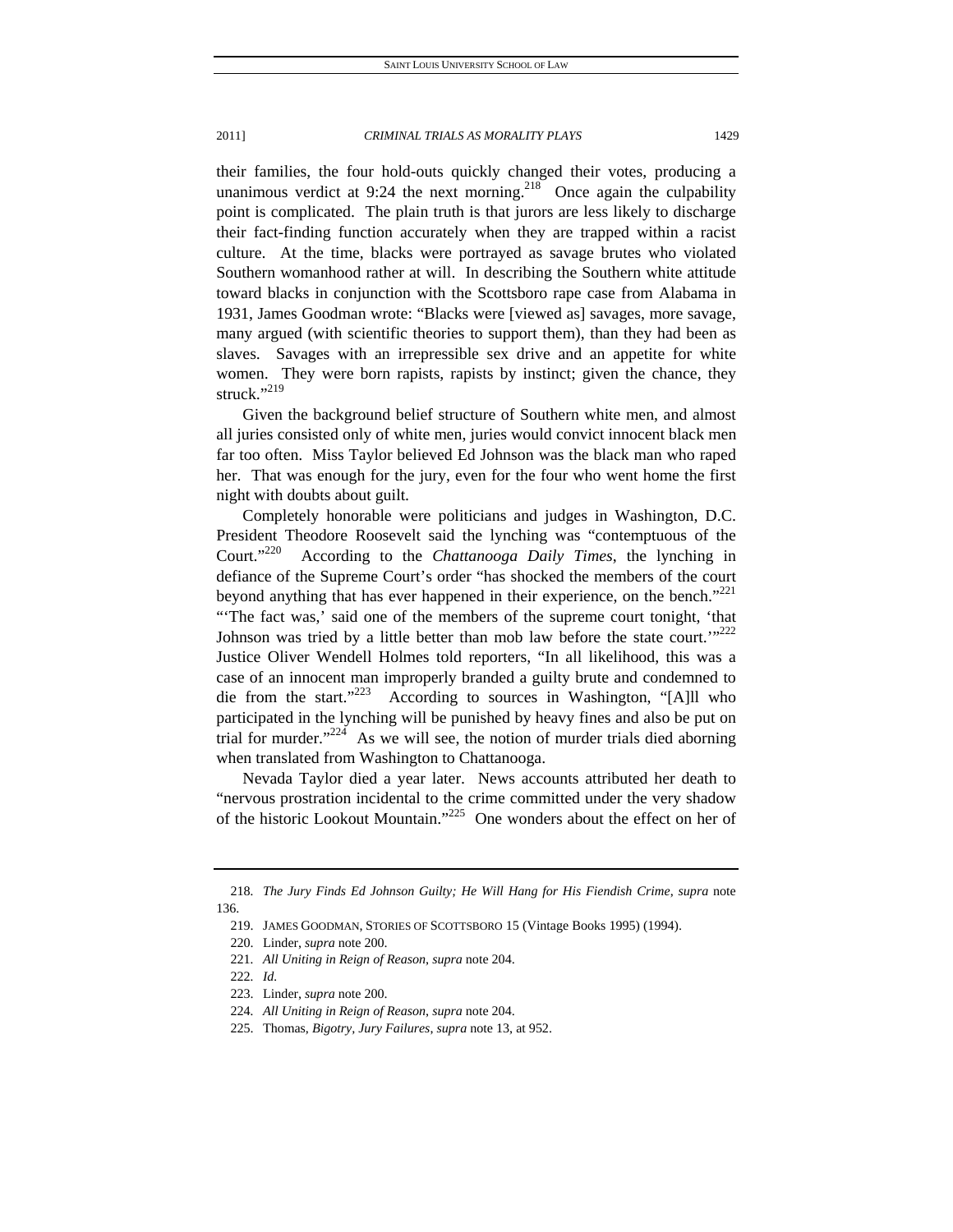their families, the four hold-outs quickly changed their votes, producing a unanimous verdict at 9:24 the next morning.[218] Once again the culpability point is complicated. The plain truth is that jurors are less likely to discharge their fact-finding function accurately when they are trapped within a racist culture. At the time, blacks were portrayed as savage brutes who violated Southern womanhood rather at will. In describing the Southern white attitude toward blacks in conjunction with the Scottsboro rape case from Alabama in 1931, James Goodman wrote: "Blacks were [viewed as] savages, more savage, many argued (with scientific theories to support them), than they had been as slaves. Savages with an irrepressible sex drive and an appetite for white women. They were born rapists, rapists by instinct; given the chance, they struck."[219]

Given the background belief structure of Southern white men, and almost all juries consisted only of white men, juries would convict innocent black men far too often. Miss Taylor believed Ed Johnson was the black man who raped her. That was enough for the jury, even for the four who went home the first night with doubts about guilt.

Completely honorable were politicians and judges in Washington, D.C. President Theodore Roosevelt said the lynching was "contemptuous of the Court."[220] According to the *Chattanooga Daily Times*, the lynching in defiance of the Supreme Court's order "has shocked the members of the court beyond anything that has ever happened in their experience, on the bench."[221] "'The fact was,' said one of the members of the supreme court tonight, 'that Johnson was tried by a little better than mob law before the state court.'"[222] Justice Oliver Wendell Holmes told reporters, "In all likelihood, this was a case of an innocent man improperly branded a guilty brute and condemned to die from the start."[223] According to sources in Washington, "[A]ll who participated in the lynching will be punished by heavy fines and also be put on trial for murder."[224] As we will see, the notion of murder trials died aborning when translated from Washington to Chattanooga.

Nevada Taylor died a year later. News accounts attributed her death to "nervous prostration incidental to the crime committed under the very shadow of the historic Lookout Mountain."[225] One wonders about the effect on her of

---

218. *The Jury Finds Ed Johnson Guilty; He Will Hang for His Fiendish Crime*, *supra* note 136.

219. JAMES GOODMAN, STORIES OF SCOTTSBORO 15 (Vintage Books 1995) (1994).

220. Linder, *supra* note 200.

221. *All Uniting in Reign of Reason*, *supra* note 204.

222. *Id.*

223. Linder, *supra* note 200.

224. *All Uniting in Reign of Reason*, *supra* note 204.

225. Thomas, *Bigotry, Jury Failures*, *supra* note 13, at 952.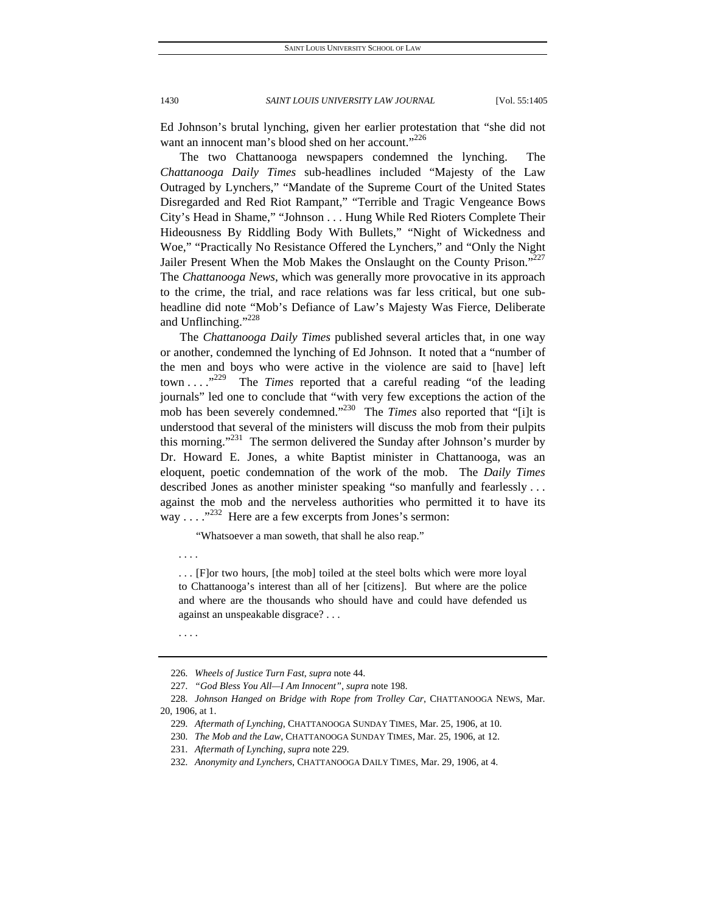Ed Johnson's brutal lynching, given her earlier protestation that "she did not want an innocent man's blood shed on her account."[226]

The two Chattanooga newspapers condemned the lynching. The *Chattanooga Daily Times* sub-headlines included "Majesty of the Law Outraged by Lynchers," "Mandate of the Supreme Court of the United States Disregarded and Red Riot Rampant," "Terrible and Tragic Vengeance Bows City's Head in Shame," "Johnson . . . Hung While Red Rioters Complete Their Hideousness By Riddling Body With Bullets," "Night of Wickedness and Woe," "Practically No Resistance Offered the Lynchers," and "Only the Night Jailer Present When the Mob Makes the Onslaught on the County Prison."[227] The *Chattanooga News*, which was generally more provocative in its approach to the crime, the trial, and race relations was far less critical, but one sub-headline did note "Mob's Defiance of Law's Majesty Was Fierce, Deliberate and Unflinching."[228]

The *Chattanooga Daily Times* published several articles that, in one way or another, condemned the lynching of Ed Johnson. It noted that a "number of the men and boys who were active in the violence are said to [have] left town . . . ."[229] The *Times* reported that a careful reading "of the leading journals" led one to conclude that "with very few exceptions the action of the mob has been severely condemned."[230] The *Times* also reported that "[i]t is understood that several of the ministers will discuss the mob from their pulpits this morning."[231] The sermon delivered the Sunday after Johnson's murder by Dr. Howard E. Jones, a white Baptist minister in Chattanooga, was an eloquent, poetic condemnation of the work of the mob. The *Daily Times* described Jones as another minister speaking "so manfully and fearlessly . . . against the mob and the nerveless authorities who permitted it to have its way . . . ."[232] Here are a few excerpts from Jones's sermon:

> "Whatsoever a man soweth, that shall he also reap."
>
> . . . .
>
> . . . [F]or two hours, [the mob] toiled at the steel bolts which were more loyal to Chattanooga's interest than all of her [citizens]. But where are the police and where are the thousands who should have and could have defended us against an unspeakable disgrace? . . .
>
> . . . .

---

226. *Wheels of Justice Turn Fast*, *supra* note 44.

227. *"God Bless You All—I Am Innocent"*, *supra* note 198.

228. *Johnson Hanged on Bridge with Rope from Trolley Car*, CHATTANOOGA NEWS, Mar. 20, 1906, at 1.

229. *Aftermath of Lynching*, CHATTANOOGA SUNDAY TIMES, Mar. 25, 1906, at 10.

230. *The Mob and the Law*, CHATTANOOGA SUNDAY TIMES, Mar. 25, 1906, at 12.

231. *Aftermath of Lynching*, *supra* note 229.

232. *Anonymity and Lynchers*, CHATTANOOGA DAILY TIMES, Mar. 29, 1906, at 4.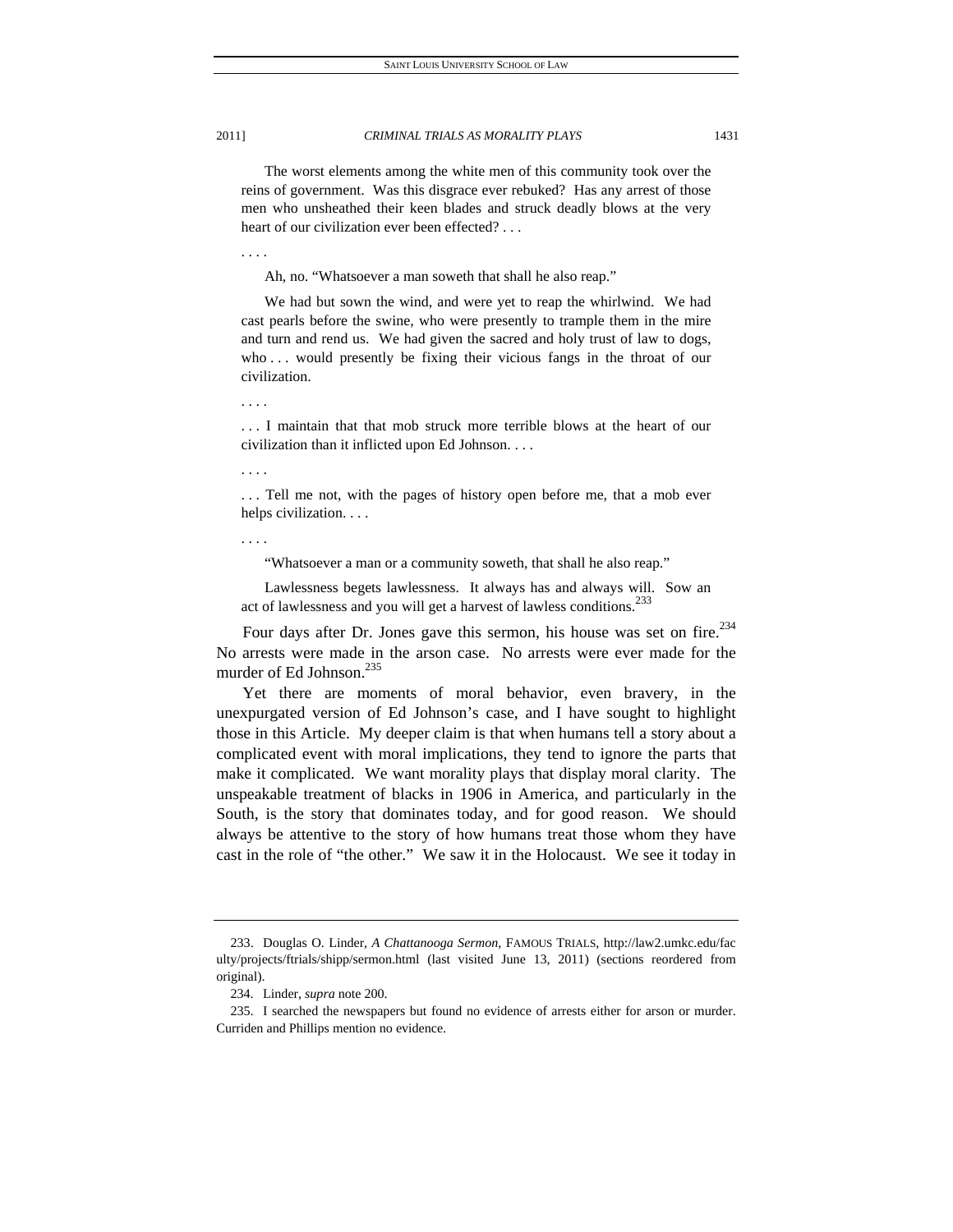> The worst elements among the white men of this community took over the reins of government. Was this disgrace ever rebuked? Has any arrest of those men who unsheathed their keen blades and struck deadly blows at the very heart of our civilization ever been effected? . . .
>
> . . . .
>
> Ah, no. "Whatsoever a man soweth that shall he also reap."
>
> We had but sown the wind, and were yet to reap the whirlwind. We had cast pearls before the swine, who were presently to trample them in the mire and turn and rend us. We had given the sacred and holy trust of law to dogs, who . . . would presently be fixing their vicious fangs in the throat of our civilization.
>
> . . . .
>
> . . . I maintain that that mob struck more terrible blows at the heart of our civilization than it inflicted upon Ed Johnson. . . .
>
> . . . .
>
> . . . Tell me not, with the pages of history open before me, that a mob ever helps civilization. . . .
>
> . . . .
>
> "Whatsoever a man or a community soweth, that shall he also reap."
>
> Lawlessness begets lawlessness. It always has and always will. Sow an act of lawlessness and you will get a harvest of lawless conditions.[233]

Four days after Dr. Jones gave this sermon, his house was set on fire.[234] No arrests were made in the arson case. No arrests were ever made for the murder of Ed Johnson.[235]

Yet there are moments of moral behavior, even bravery, in the unexpurgated version of Ed Johnson's case, and I have sought to highlight those in this Article. My deeper claim is that when humans tell a story about a complicated event with moral implications, they tend to ignore the parts that make it complicated. We want morality plays that display moral clarity. The unspeakable treatment of blacks in 1906 in America, and particularly in the South, is the story that dominates today, and for good reason. We should always be attentive to the story of how humans treat those whom they have cast in the role of "the other." We saw it in the Holocaust. We see it today in

---

233. Douglas O. Linder, *A Chattanooga Sermon*, FAMOUS TRIALS, http://law2.umkc.edu/faculty/projects/ftrials/shipp/sermon.html (last visited June 13, 2011) (sections reordered from original).

234. Linder, *supra* note 200.

235. I searched the newspapers but found no evidence of arrests either for arson or murder. Curriden and Phillips mention no evidence.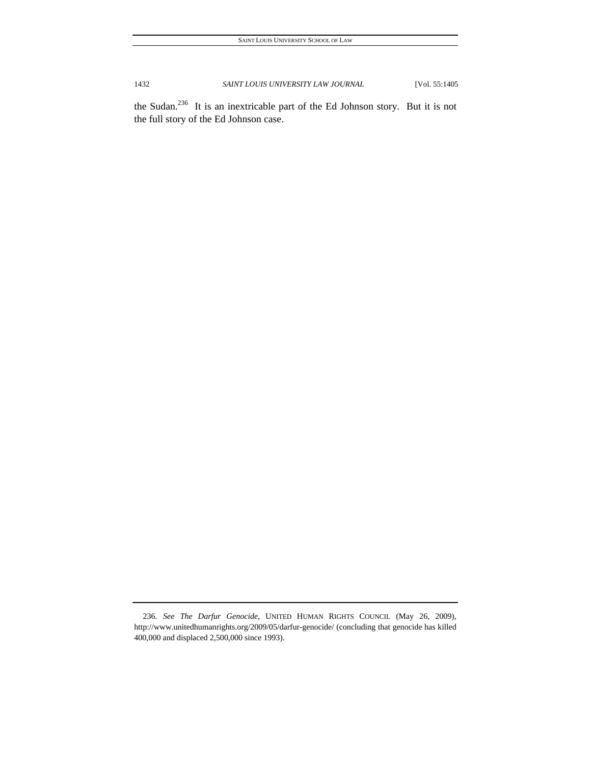the Sudan.[236] It is an inextricable part of the Ed Johnson story. But it is not the full story of the Ed Johnson case.

---

236. *See The Darfur Genocide*, UNITED HUMAN RIGHTS COUNCIL (May 26, 2009), http://www.unitedhumanrights.org/2009/05/darfur-genocide/ (concluding that genocide has killed 400,000 and displaced 2,500,000 since 1993).